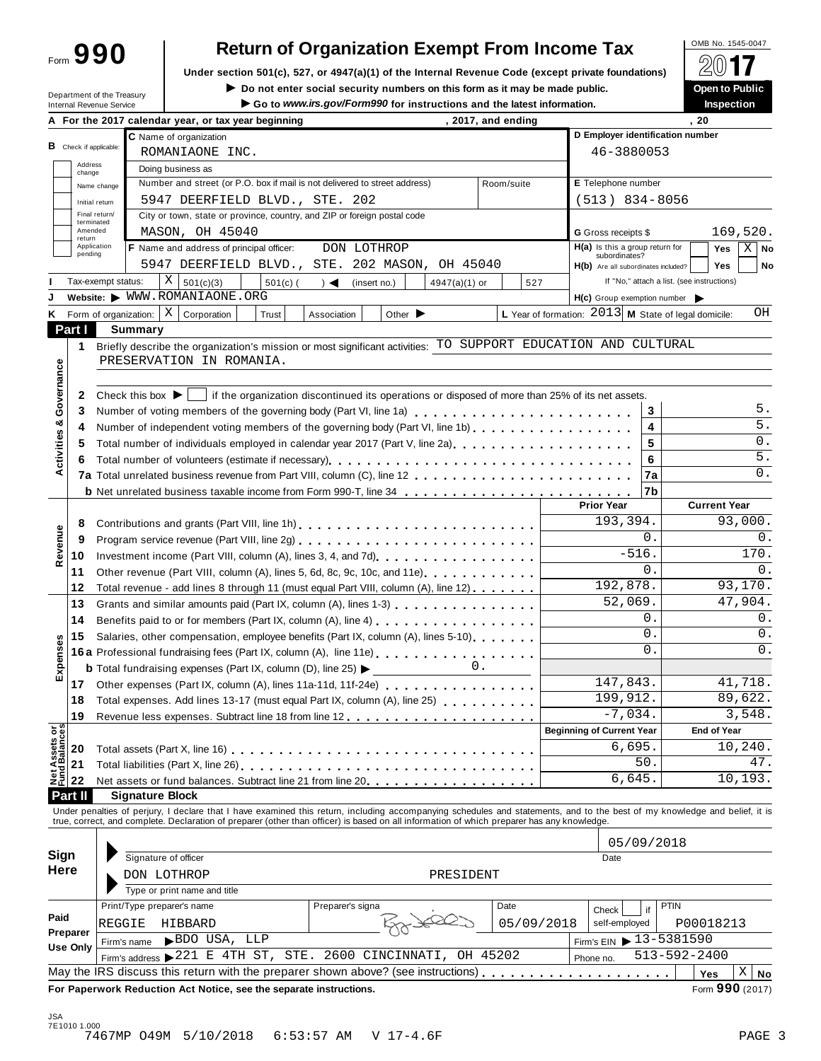Form **990**

# Return of Organization Exempt From Income Tax

**Under section 501(c), 527, or 4947(a)(1) of the Internal Revenue Code (except private foundations)**

▶ **Do not enter social security numbers on this form as it may be made public.**

▶ **Go to *www.irs.gov/Form990* for instructions and the latest information.**

OMB No. 1545-0047

**2017**

**Open to Public Inspection**

Department of the Treasury
Internal Revenue Service

**A For the 2017 calendar year, or tax year beginning , 2017, and ending , 20**

**B** Check if applicable: Address change / Name change / Initial return / Final return/terminated / Amended return / Application pending

**C** Name of organization: ROMANIAONE INC.

Doing business as

Number and street (or P.O. box if mail is not delivered to street address): 5947 DEERFIELD BLVD., STE. 202 Room/suite

City or town, state or province, country, and ZIP or foreign postal code: MASON, OH 45040

**D Employer identification number:** 46-3880053

**E** Telephone number: (513) 834-8056

**G** Gross receipts $ 169,520.

**F** Name and address of principal officer: DON LOTHROP
5947 DEERFIELD BLVD., STE. 202 MASON, OH 45040

**H(a)** Is this a group return for subordinates? Yes [ ] No [X]

**H(b)** Are all subordinates included? Yes [ ] No [ ]
If "No," attach a list. (see instructions)

**I** Tax-exempt status: [X] 501(c)(3) [ ] 501(c) ( ) ◀ (insert no.) [ ] 4947(a)(1) or [ ] 527

**J** Website: ▶ WWW.ROMANIAONE.ORG

**H(c)** Group exemption number ▶

**K** Form of organization: [X] Corporation [ ] Trust [ ] Association [ ] Other ▶

**L** Year of formation: 2013 **M** State of legal domicile: OH

## Part I Summary

**Activities & Governance**

1 Briefly describe the organization's mission or most significant activities: TO SUPPORT EDUCATION AND CULTURAL PRESERVATION IN ROMANIA.

2 Check this box ▶ [ ] if the organization discontinued its operations or disposed of more than 25% of its net assets.

| Line | Description | | Value |
|---|---|---|---|
| 3 | Number of voting members of the governing body (Part VI, line 1a) | 3 | 5. |
| 4 | Number of independent voting members of the governing body (Part VI, line 1b) | 4 | 5. |
| 5 | Total number of individuals employed in calendar year 2017 (Part V, line 2a) | 5 | 0. |
| 6 | Total number of volunteers (estimate if necessary) | 6 | 5. |
| 7a | Total unrelated business revenue from Part VIII, column (C), line 12 | 7a | 0. |
| b | Net unrelated business taxable income from Form 990-T, line 34 | 7b | |

| | Line | Description | Prior Year | Current Year |
|---|---|---|---|---|
| Revenue | 8 | Contributions and grants (Part VIII, line 1h) | 193,394. | 93,000. |
| | 9 | Program service revenue (Part VIII, line 2g) | 0. | 0. |
| | 10 | Investment income (Part VIII, column (A), lines 3, 4, and 7d) | -516. | 170. |
| | 11 | Other revenue (Part VIII, column (A), lines 5, 6d, 8c, 9c, 10c, and 11e) | 0. | 0. |
| | 12 | Total revenue - add lines 8 through 11 (must equal Part VIII, column (A), line 12) | 192,878. | 93,170. |
| Expenses | 13 | Grants and similar amounts paid (Part IX, column (A), lines 1-3) | 52,069. | 47,904. |
| | 14 | Benefits paid to or for members (Part IX, column (A), line 4) | 0. | 0. |
| | 15 | Salaries, other compensation, employee benefits (Part IX, column (A), lines 5-10) | 0. | 0. |
| | 16a | Professional fundraising fees (Part IX, column (A), line 11e) | 0. | 0. |
| | b | Total fundraising expenses (Part IX, column (D), line 25) ▶ 0. | | |
| | 17 | Other expenses (Part IX, column (A), lines 11a-11d, 11f-24e) | 147,843. | 41,718. |
| | 18 | Total expenses. Add lines 13-17 (must equal Part IX, column (A), line 25) | 199,912. | 89,622. |
| | 19 | Revenue less expenses. Subtract line 18 from line 12 | -7,034. | 3,548. |
| | | | **Beginning of Current Year** | **End of Year** |
| Net Assets or Fund Balances | 20 | Total assets (Part X, line 16) | 6,695. | 10,240. |
| | 21 | Total liabilities (Part X, line 26) | 50. | 47. |
| | 22 | Net assets or fund balances. Subtract line 21 from line 20 | 6,645. | 10,193. |

## Part II Signature Block

Under penalties of perjury, I declare that I have examined this return, including accompanying schedules and statements, and to the best of my knowledge and belief, it is true, correct, and complete. Declaration of preparer (other than officer) is based on all information of which preparer has any knowledge.

**Sign Here**

Signature of officer — Date: 05/09/2018

DON LOTHROP PRESIDENT
Type or print name and title

**Paid Preparer Use Only**

| Print/Type preparer's name | Preparer's signature | Date | Check [ ] if self-employed | PTIN |
|---|---|---|---|---|
| REGGIE HIBBARD | | 05/09/2018 | | P00018213 |

Firm's name ▶ BDO USA, LLP — Firm's EIN ▶ 13-5381590

Firm's address ▶ 221 E 4TH ST, STE. 2600 CINCINNATI, OH 45202 — Phone no. 513-592-2400

May the IRS discuss this return with the preparer shown above? (see instructions) Yes [ ] No [X]

**For Paperwork Reduction Act Notice, see the separate instructions.** Form **990** (2017)

JSA
7E1010 1.000
7467MP O49M 5/10/2018 6:53:57 AM V 17-4.6F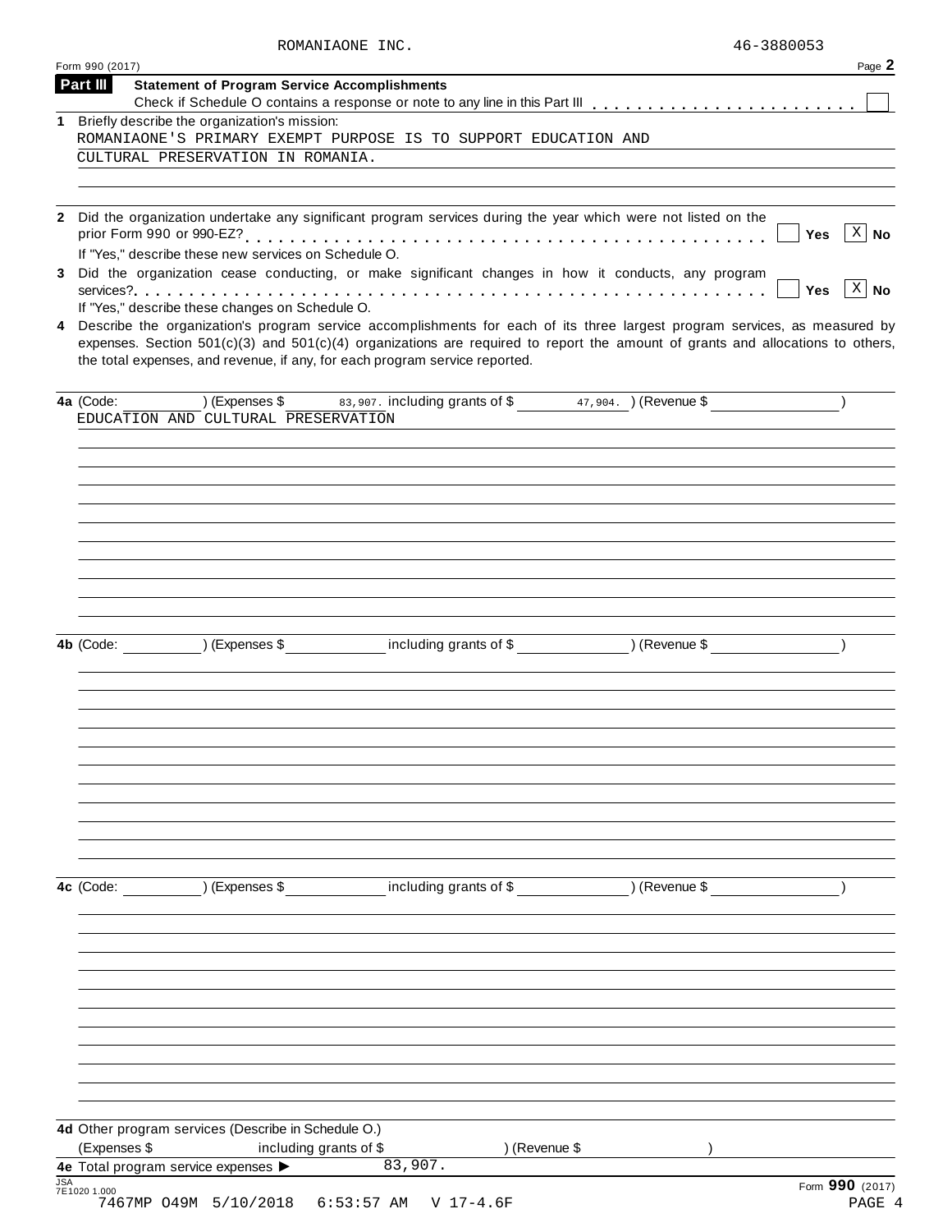ROMANIAONE INC. 46-3880053

Form 990 (2017) Page **2**

**Part III** **Statement of Program Service Accomplishments**

Check if Schedule O contains a response or note to any line in this Part III . . . . . . . . . . . . . . . . . . . . . . . . [ ]

**1** Briefly describe the organization's mission:

ROMANIAONE'S PRIMARY EXEMPT PURPOSE IS TO SUPPORT EDUCATION AND CULTURAL PRESERVATION IN ROMANIA.

**2** Did the organization undertake any significant program services during the year which were not listed on the prior Form 990 or 990-EZ? . . . . . . . . . . . . . . . . . . . . . . . . . . . . . . . . . . . . . . . . . . . . [ ] **Yes** [X] **No**

If "Yes," describe these new services on Schedule O.

**3** Did the organization cease conducting, or make significant changes in how it conducts, any program services? . . . . . . . . . . . . . . . . . . . . . . . . . . . . . . . . . . . . . . . . . . . . . . . . . . . . . [ ] **Yes** [X] **No**

If "Yes," describe these changes on Schedule O.

**4** Describe the organization's program service accomplishments for each of its three largest program services, as measured by expenses. Section 501(c)(3) and 501(c)(4) organizations are required to report the amount of grants and allocations to others, the total expenses, and revenue, if any, for each program service reported.

**4a** (Code: ) (Expenses $ 83,907. including grants of $ 47,904. ) (Revenue $ )

EDUCATION AND CULTURAL PRESERVATION

**4b** (Code: ) (Expenses $ including grants of $ ) (Revenue $ )

**4c** (Code: ) (Expenses $ including grants of $ ) (Revenue $ )

**4d** Other program services (Describe in Schedule O.)

(Expenses $ including grants of $ ) (Revenue $ )

**4e** Total program service expenses ▶ 83,907.

JSA 7E1020 1.000

Form **990** (2017)

7467MP O49M 5/10/2018 6:53:57 AM V 17-4.6F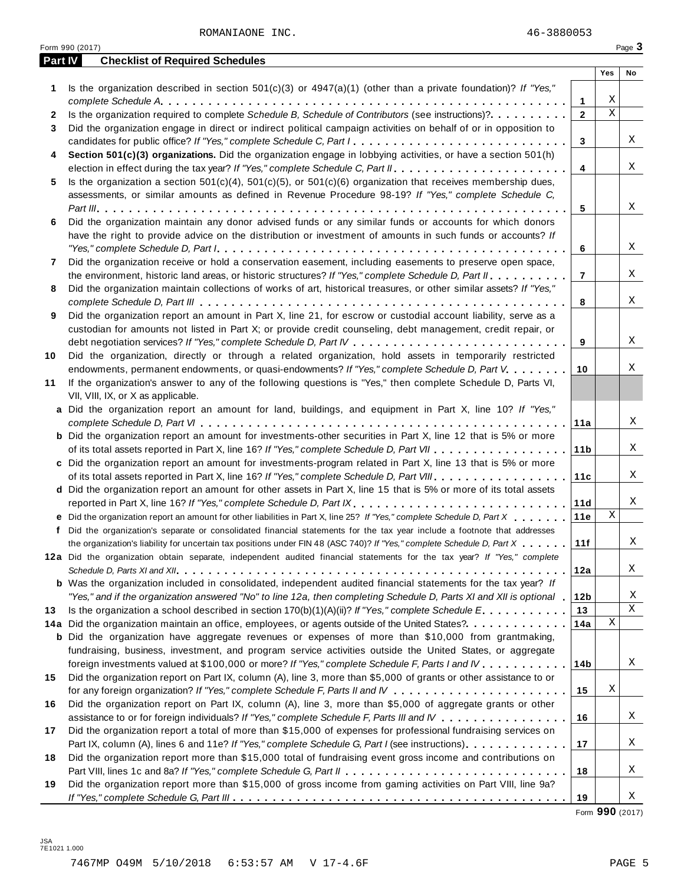ROMANIAONE INC. 46-3880053

Form 990 (2017) Page **3**

## Part IV Checklist of Required Schedules

| | | | Yes | No |
|---|---|---|---|---|
| **1** | Is the organization described in section 501(c)(3) or 4947(a)(1) (other than a private foundation)? *If "Yes," complete Schedule A* | **1** | X | |
| **2** | Is the organization required to complete *Schedule B, Schedule of Contributors* (see instructions)? | **2** | X | |
| **3** | Did the organization engage in direct or indirect political campaign activities on behalf of or in opposition to candidates for public office? *If "Yes," complete Schedule C, Part I* | **3** | | X |
| **4** | **Section 501(c)(3) organizations.** Did the organization engage in lobbying activities, or have a section 501(h) election in effect during the tax year? *If "Yes," complete Schedule C, Part II* | **4** | | X |
| **5** | Is the organization a section 501(c)(4), 501(c)(5), or 501(c)(6) organization that receives membership dues, assessments, or similar amounts as defined in Revenue Procedure 98-19? *If "Yes," complete Schedule C, Part III* | **5** | | X |
| **6** | Did the organization maintain any donor advised funds or any similar funds or accounts for which donors have the right to provide advice on the distribution or investment of amounts in such funds or accounts? *If "Yes," complete Schedule D, Part I* | **6** | | X |
| **7** | Did the organization receive or hold a conservation easement, including easements to preserve open space, the environment, historic land areas, or historic structures? *If "Yes," complete Schedule D, Part II* | **7** | | X |
| **8** | Did the organization maintain collections of works of art, historical treasures, or other similar assets? *If "Yes," complete Schedule D, Part III* | **8** | | X |
| **9** | Did the organization report an amount in Part X, line 21, for escrow or custodial account liability, serve as a custodian for amounts not listed in Part X; or provide credit counseling, debt management, credit repair, or debt negotiation services? *If "Yes," complete Schedule D, Part IV* | **9** | | X |
| **10** | Did the organization, directly or through a related organization, hold assets in temporarily restricted endowments, permanent endowments, or quasi-endowments? *If "Yes," complete Schedule D, Part V* | **10** | | X |
| **11** | If the organization's answer to any of the following questions is "Yes," then complete Schedule D, Parts VI, VII, VIII, IX, or X as applicable. | | | |
| **a** | Did the organization report an amount for land, buildings, and equipment in Part X, line 10? *If "Yes," complete Schedule D, Part VI* | **11a** | | X |
| **b** | Did the organization report an amount for investments-other securities in Part X, line 12 that is 5% or more of its total assets reported in Part X, line 16? *If "Yes," complete Schedule D, Part VII* | **11b** | | X |
| **c** | Did the organization report an amount for investments-program related in Part X, line 13 that is 5% or more of its total assets reported in Part X, line 16? *If "Yes," complete Schedule D, Part VIII* | **11c** | | X |
| **d** | Did the organization report an amount for other assets in Part X, line 15 that is 5% or more of its total assets reported in Part X, line 16? *If "Yes," complete Schedule D, Part IX* | **11d** | | X |
| **e** | Did the organization report an amount for other liabilities in Part X, line 25? *If "Yes," complete Schedule D, Part X* | **11e** | X | |
| **f** | Did the organization's separate or consolidated financial statements for the tax year include a footnote that addresses the organization's liability for uncertain tax positions under FIN 48 (ASC 740)? *If "Yes," complete Schedule D, Part X* | **11f** | | X |
| **12a** | Did the organization obtain separate, independent audited financial statements for the tax year? *If "Yes," complete Schedule D, Parts XI and XII* | **12a** | | X |
| **b** | Was the organization included in consolidated, independent audited financial statements for the tax year? *If "Yes," and if the organization answered "No" to line 12a, then completing Schedule D, Parts XI and XII is optional* | **12b** | | X |
| **13** | Is the organization a school described in section 170(b)(1)(A)(ii)? *If "Yes," complete Schedule E* | **13** | | X |
| **14a** | Did the organization maintain an office, employees, or agents outside of the United States? | **14a** | X | |
| **b** | Did the organization have aggregate revenues or expenses of more than $10,000 from grantmaking, fundraising, business, investment, and program service activities outside the United States, or aggregate foreign investments valued at $100,000 or more? *If "Yes," complete Schedule F, Parts I and IV* | **14b** | | X |
| **15** | Did the organization report on Part IX, column (A), line 3, more than $5,000 of grants or other assistance to or for any foreign organization? *If "Yes," complete Schedule F, Parts II and IV* | **15** | X | |
| **16** | Did the organization report on Part IX, column (A), line 3, more than $5,000 of aggregate grants or other assistance to or for foreign individuals? *If "Yes," complete Schedule F, Parts III and IV* | **16** | | X |
| **17** | Did the organization report a total of more than $15,000 of expenses for professional fundraising services on Part IX, column (A), lines 6 and 11e? *If "Yes," complete Schedule G, Part I* (see instructions) | **17** | | X |
| **18** | Did the organization report more than $15,000 total of fundraising event gross income and contributions on Part VIII, lines 1c and 8a? *If "Yes," complete Schedule G, Part II* | **18** | | X |
| **19** | Did the organization report more than $15,000 of gross income from gaming activities on Part VIII, line 9a? *If "Yes," complete Schedule G, Part III* | **19** | | X |

Form **990** (2017)

JSA
7E1021 1.000

7467MP O49M 5/10/2018 6:53:57 AM V 17-4.6F PAGE 5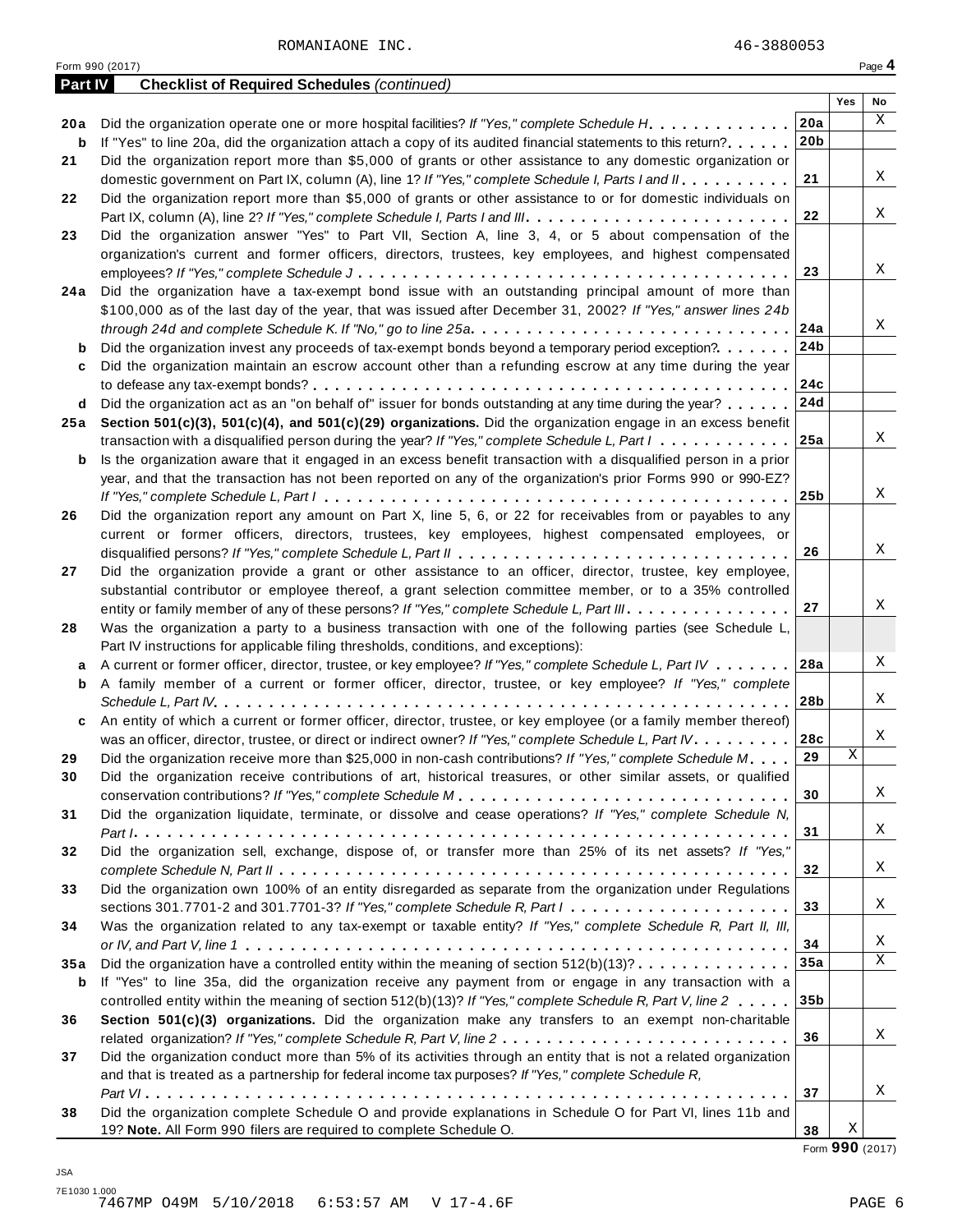ROMANIAONE INC. 46-3880053

Form 990 (2017) Page **4**

**Part IV** **Checklist of Required Schedules** *(continued)*

| | | | Yes | No |
|---|---|---|---|---|
| **20a** | Did the organization operate one or more hospital facilities? *If "Yes," complete Schedule H* | **20a** | | X |
| **b** | If "Yes" to line 20a, did the organization attach a copy of its audited financial statements to this return? | **20b** | | |
| **21** | Did the organization report more than $5,000 of grants or other assistance to any domestic organization or domestic government on Part IX, column (A), line 1? *If "Yes," complete Schedule I, Parts I and II* | **21** | | X |
| **22** | Did the organization report more than $5,000 of grants or other assistance to or for domestic individuals on Part IX, column (A), line 2? *If "Yes," complete Schedule I, Parts I and III* | **22** | | X |
| **23** | Did the organization answer "Yes" to Part VII, Section A, line 3, 4, or 5 about compensation of the organization's current and former officers, directors, trustees, key employees, and highest compensated employees? *If "Yes," complete Schedule J* | **23** | | X |
| **24a** | Did the organization have a tax-exempt bond issue with an outstanding principal amount of more than $100,000 as of the last day of the year, that was issued after December 31, 2002? *If "Yes," answer lines 24b through 24d and complete Schedule K. If "No," go to line 25a* | **24a** | | X |
| **b** | Did the organization invest any proceeds of tax-exempt bonds beyond a temporary period exception? | **24b** | | |
| **c** | Did the organization maintain an escrow account other than a refunding escrow at any time during the year to defease any tax-exempt bonds? | **24c** | | |
| **d** | Did the organization act as an "on behalf of" issuer for bonds outstanding at any time during the year? | **24d** | | |
| **25a** | **Section 501(c)(3), 501(c)(4), and 501(c)(29) organizations.** Did the organization engage in an excess benefit transaction with a disqualified person during the year? *If "Yes," complete Schedule L, Part I* | **25a** | | X |
| **b** | Is the organization aware that it engaged in an excess benefit transaction with a disqualified person in a prior year, and that the transaction has not been reported on any of the organization's prior Forms 990 or 990-EZ? *If "Yes," complete Schedule L, Part I* | **25b** | | X |
| **26** | Did the organization report any amount on Part X, line 5, 6, or 22 for receivables from or payables to any current or former officers, directors, trustees, key employees, highest compensated employees, or disqualified persons? *If "Yes," complete Schedule L, Part II* | **26** | | X |
| **27** | Did the organization provide a grant or other assistance to an officer, director, trustee, key employee, substantial contributor or employee thereof, a grant selection committee member, or to a 35% controlled entity or family member of any of these persons? *If "Yes," complete Schedule L, Part III* | **27** | | X |
| **28** | Was the organization a party to a business transaction with one of the following parties (see Schedule L, Part IV instructions for applicable filing thresholds, conditions, and exceptions): | | | |
| **a** | A current or former officer, director, trustee, or key employee? *If "Yes," complete Schedule L, Part IV* | **28a** | | X |
| **b** | A family member of a current or former officer, director, trustee, or key employee? *If "Yes," complete Schedule L, Part IV* | **28b** | | X |
| **c** | An entity of which a current or former officer, director, trustee, or key employee (or a family member thereof) was an officer, director, trustee, or direct or indirect owner? *If "Yes," complete Schedule L, Part IV* | **28c** | | X |
| **29** | Did the organization receive more than $25,000 in non-cash contributions? *If "Yes," complete Schedule M* | **29** | X | |
| **30** | Did the organization receive contributions of art, historical treasures, or other similar assets, or qualified conservation contributions? *If "Yes," complete Schedule M* | **30** | | X |
| **31** | Did the organization liquidate, terminate, or dissolve and cease operations? *If "Yes," complete Schedule N, Part I* | **31** | | X |
| **32** | Did the organization sell, exchange, dispose of, or transfer more than 25% of its net assets? *If "Yes," complete Schedule N, Part II* | **32** | | X |
| **33** | Did the organization own 100% of an entity disregarded as separate from the organization under Regulations sections 301.7701-2 and 301.7701-3? *If "Yes," complete Schedule R, Part I* | **33** | | X |
| **34** | Was the organization related to any tax-exempt or taxable entity? *If "Yes," complete Schedule R, Part II, III, or IV, and Part V, line 1* | **34** | | X |
| **35a** | Did the organization have a controlled entity within the meaning of section 512(b)(13)? | **35a** | | X |
| **b** | If "Yes" to line 35a, did the organization receive any payment from or engage in any transaction with a controlled entity within the meaning of section 512(b)(13)? *If "Yes," complete Schedule R, Part V, line 2* | **35b** | | |
| **36** | **Section 501(c)(3) organizations.** Did the organization make any transfers to an exempt non-charitable related organization? *If "Yes," complete Schedule R, Part V, line 2* | **36** | | X |
| **37** | Did the organization conduct more than 5% of its activities through an entity that is not a related organization and that is treated as a partnership for federal income tax purposes? *If "Yes," complete Schedule R, Part VI* | **37** | | X |
| **38** | Did the organization complete Schedule O and provide explanations in Schedule O for Part VI, lines 11b and 19? **Note.** All Form 990 filers are required to complete Schedule O. | **38** | X | |

Form **990** (2017)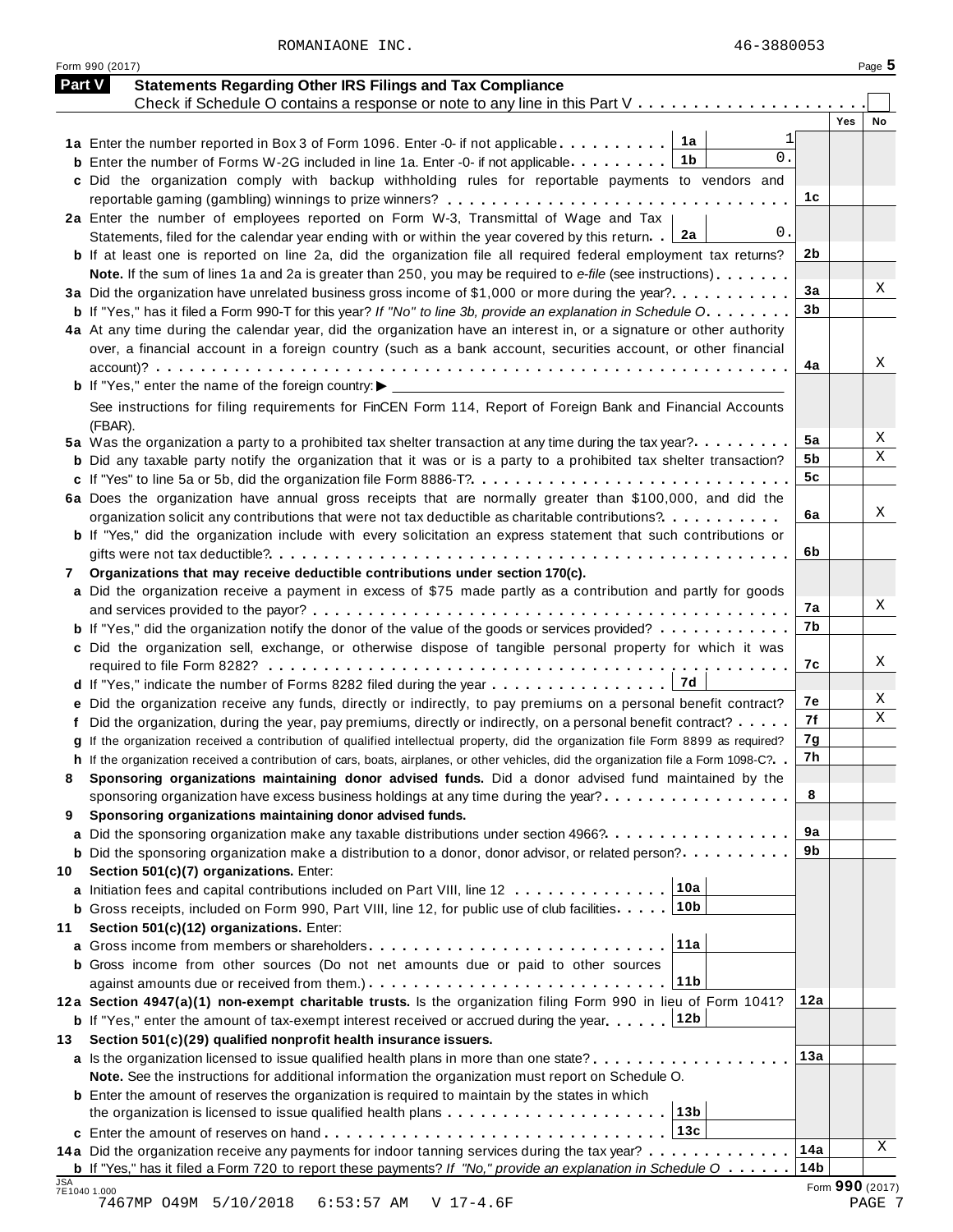ROMANIAONE INC. 46-3880053

Form 990 (2017) Page 5

## Part V Statements Regarding Other IRS Filings and Tax Compliance

Check if Schedule O contains a response or note to any line in this Part V . . . . . . . . . . . . . . . . . . . . . ☐

| | | | | Yes | No |
|---|---|---|---|---|---|
| **1a** | Enter the number reported in Box 3 of Form 1096. Enter -0- if not applicable | 1a | 1 | | |
| **b** | Enter the number of Forms W-2G included in line 1a. Enter -0- if not applicable | 1b | 0. | | |
| **c** | Did the organization comply with backup withholding rules for reportable payments to vendors and reportable gaming (gambling) winnings to prize winners? | | 1c | | |
| **2a** | Enter the number of employees reported on Form W-3, Transmittal of Wage and Tax Statements, filed for the calendar year ending with or within the year covered by this return | 2a | 0. | | |
| **b** | If at least one is reported on line 2a, did the organization file all required federal employment tax returns? | | 2b | | |
| | **Note.** If the sum of lines 1a and 2a is greater than 250, you may be required to *e-file* (see instructions) | | | | |
| **3a** | Did the organization have unrelated business gross income of $1,000 or more during the year? | | 3a | | X |
| **b** | If "Yes," has it filed a Form 990-T for this year? *If "No" to line 3b, provide an explanation in Schedule O* | | 3b | | |
| **4a** | At any time during the calendar year, did the organization have an interest in, or a signature or other authority over, a financial account in a foreign country (such as a bank account, securities account, or other financial account)? | | 4a | | X |
| **b** | If "Yes," enter the name of the foreign country: ▶ | | | | |
| | See instructions for filing requirements for FinCEN Form 114, Report of Foreign Bank and Financial Accounts (FBAR). | | | | |
| **5a** | Was the organization a party to a prohibited tax shelter transaction at any time during the tax year? | | 5a | | X |
| **b** | Did any taxable party notify the organization that it was or is a party to a prohibited tax shelter transaction? | | 5b | | X |
| **c** | If "Yes" to line 5a or 5b, did the organization file Form 8886-T? | | 5c | | |
| **6a** | Does the organization have annual gross receipts that are normally greater than $100,000, and did the organization solicit any contributions that were not tax deductible as charitable contributions? | | 6a | | X |
| **b** | If "Yes," did the organization include with every solicitation an express statement that such contributions or gifts were not tax deductible? | | 6b | | |
| **7** | **Organizations that may receive deductible contributions under section 170(c).** | | | | |
| **a** | Did the organization receive a payment in excess of $75 made partly as a contribution and partly for goods and services provided to the payor? | | 7a | | X |
| **b** | If "Yes," did the organization notify the donor of the value of the goods or services provided? | | 7b | | |
| **c** | Did the organization sell, exchange, or otherwise dispose of tangible personal property for which it was required to file Form 8282? | | 7c | | X |
| **d** | If "Yes," indicate the number of Forms 8282 filed during the year | 7d | | | |
| **e** | Did the organization receive any funds, directly or indirectly, to pay premiums on a personal benefit contract? | | 7e | | X |
| **f** | Did the organization, during the year, pay premiums, directly or indirectly, on a personal benefit contract? | | 7f | | X |
| **g** | If the organization received a contribution of qualified intellectual property, did the organization file Form 8899 as required? | | 7g | | |
| **h** | If the organization received a contribution of cars, boats, airplanes, or other vehicles, did the organization file a Form 1098-C? | | 7h | | |
| **8** | **Sponsoring organizations maintaining donor advised funds.** Did a donor advised fund maintained by the sponsoring organization have excess business holdings at any time during the year? | | 8 | | |
| **9** | **Sponsoring organizations maintaining donor advised funds.** | | | | |
| **a** | Did the sponsoring organization make any taxable distributions under section 4966? | | 9a | | |
| **b** | Did the sponsoring organization make a distribution to a donor, donor advisor, or related person? | | 9b | | |
| **10** | **Section 501(c)(7) organizations.** Enter: | | | | |
| **a** | Initiation fees and capital contributions included on Part VIII, line 12 | 10a | | | |
| **b** | Gross receipts, included on Form 990, Part VIII, line 12, for public use of club facilities | 10b | | | |
| **11** | **Section 501(c)(12) organizations.** Enter: | | | | |
| **a** | Gross income from members or shareholders | 11a | | | |
| **b** | Gross income from other sources (Do not net amounts due or paid to other sources against amounts due or received from them.) | 11b | | | |
| **12a** | **Section 4947(a)(1) non-exempt charitable trusts.** Is the organization filing Form 990 in lieu of Form 1041? | | 12a | | |
| **b** | If "Yes," enter the amount of tax-exempt interest received or accrued during the year | 12b | | | |
| **13** | **Section 501(c)(29) qualified nonprofit health insurance issuers.** | | | | |
| **a** | Is the organization licensed to issue qualified health plans in more than one state? | | 13a | | |
| | **Note.** See the instructions for additional information the organization must report on Schedule O. | | | | |
| **b** | Enter the amount of reserves the organization is required to maintain by the states in which the organization is licensed to issue qualified health plans | 13b | | | |
| **c** | Enter the amount of reserves on hand | 13c | | | |
| **14a** | Did the organization receive any payments for indoor tanning services during the tax year? | | 14a | | X |
| **b** | If "Yes," has it filed a Form 720 to report these payments? *If "No," provide an explanation in Schedule O* | | 14b | | |

JSA 7E1040 1.000 Form **990** (2017)

7467MP O49M 5/10/2018 6:53:57 AM V 17-4.6F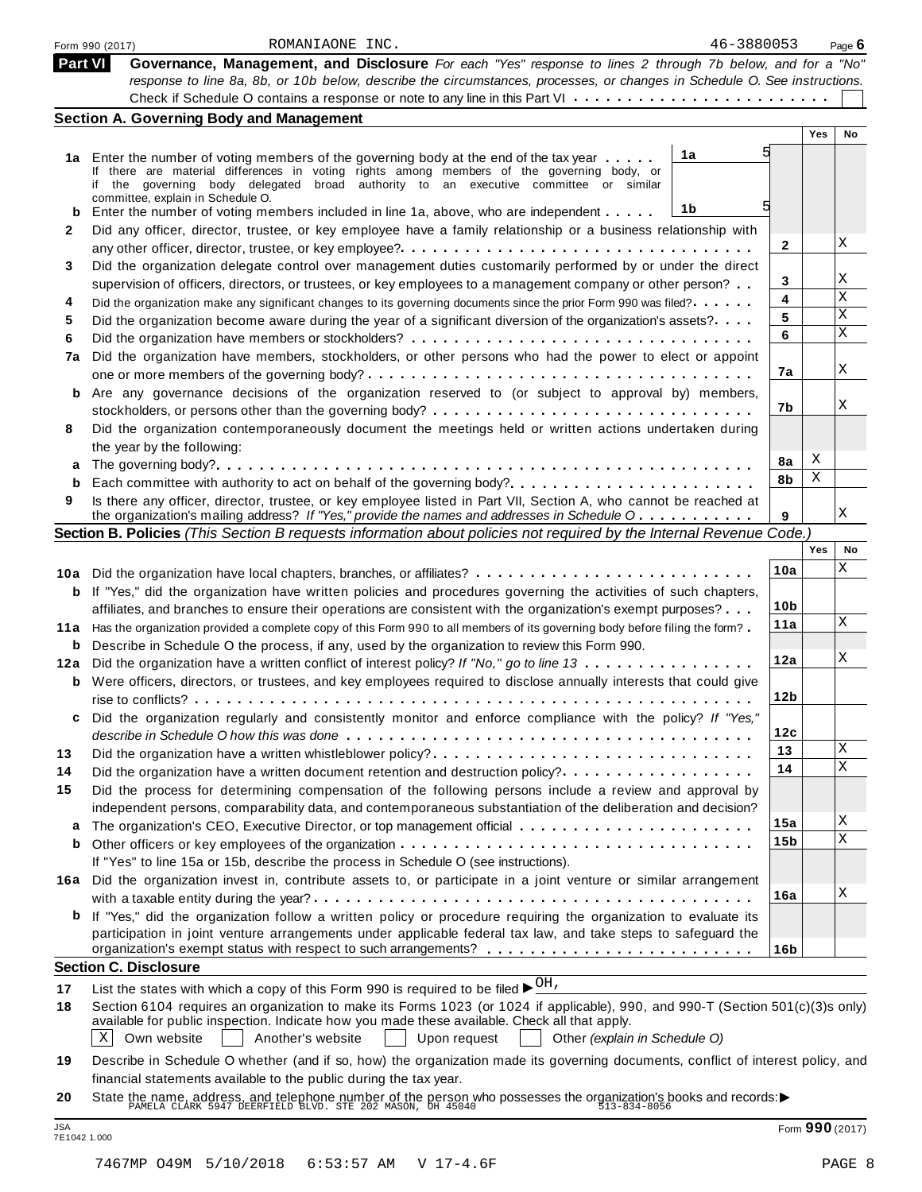Form 990 (2017) ROMANIAONE INC. 46-3880053 Page 6

**Part VI** **Governance, Management, and Disclosure** *For each "Yes" response to lines 2 through 7b below, and for a "No" response to line 8a, 8b, or 10b below, describe the circumstances, processes, or changes in Schedule O. See instructions.*

Check if Schedule O contains a response or note to any line in this Part VI . . . . . . . . . . . . . . . . . . . . . . . ☐

## Section A. Governing Body and Management

| | | | | Yes | No |
|---|---|---|---|---|---|
| **1a** | Enter the number of voting members of the governing body at the end of the tax year . . . . . **1a** 5 <br> If there are material differences in voting rights among members of the governing body, or if the governing body delegated broad authority to an executive committee or similar committee, explain in Schedule O. | | | | |
| **b** | Enter the number of voting members included in line 1a, above, who are independent . . . . . **1b** 5 | | | | |
| **2** | Did any officer, director, trustee, or key employee have a family relationship or a business relationship with any other officer, director, trustee, or key employee? | **2** | | | X |
| **3** | Did the organization delegate control over management duties customarily performed by or under the direct supervision of officers, directors, or trustees, or key employees to a management company or other person? | **3** | | | X |
| **4** | Did the organization make any significant changes to its governing documents since the prior Form 990 was filed? | **4** | | | X |
| **5** | Did the organization become aware during the year of a significant diversion of the organization's assets? | **5** | | | X |
| **6** | Did the organization have members or stockholders? | **6** | | | X |
| **7a** | Did the organization have members, stockholders, or other persons who had the power to elect or appoint one or more members of the governing body? | **7a** | | | X |
| **b** | Are any governance decisions of the organization reserved to (or subject to approval by) members, stockholders, or persons other than the governing body? | **7b** | | | X |
| **8** | Did the organization contemporaneously document the meetings held or written actions undertaken during the year by the following: | | | | |
| **a** | The governing body? | **8a** | | X | |
| **b** | Each committee with authority to act on behalf of the governing body? | **8b** | | X | |
| **9** | Is there any officer, director, trustee, or key employee listed in Part VII, Section A, who cannot be reached at the organization's mailing address? *If "Yes," provide the names and addresses in Schedule O* | **9** | | | X |

## Section B. Policies *(This Section B requests information about policies not required by the Internal Revenue Code.)*

| | | | Yes | No |
|---|---|---|---|---|
| **10a** | Did the organization have local chapters, branches, or affiliates? | **10a** | | X |
| **b** | If "Yes," did the organization have written policies and procedures governing the activities of such chapters, affiliates, and branches to ensure their operations are consistent with the organization's exempt purposes? | **10b** | | |
| **11a** | Has the organization provided a complete copy of this Form 990 to all members of its governing body before filing the form? | **11a** | | X |
| **b** | Describe in Schedule O the process, if any, used by the organization to review this Form 990. | | | |
| **12a** | Did the organization have a written conflict of interest policy? *If "No," go to line 13* | **12a** | | X |
| **b** | Were officers, directors, or trustees, and key employees required to disclose annually interests that could give rise to conflicts? | **12b** | | |
| **c** | Did the organization regularly and consistently monitor and enforce compliance with the policy? *If "Yes," describe in Schedule O how this was done* | **12c** | | |
| **13** | Did the organization have a written whistleblower policy? | **13** | | X |
| **14** | Did the organization have a written document retention and destruction policy? | **14** | | X |
| **15** | Did the process for determining compensation of the following persons include a review and approval by independent persons, comparability data, and contemporaneous substantiation of the deliberation and decision? | | | |
| **a** | The organization's CEO, Executive Director, or top management official | **15a** | | X |
| **b** | Other officers or key employees of the organization | **15b** | | X |
| | If "Yes" to line 15a or 15b, describe the process in Schedule O (see instructions). | | | |
| **16a** | Did the organization invest in, contribute assets to, or participate in a joint venture or similar arrangement with a taxable entity during the year? | **16a** | | X |
| **b** | If "Yes," did the organization follow a written policy or procedure requiring the organization to evaluate its participation in joint venture arrangements under applicable federal tax law, and take steps to safeguard the organization's exempt status with respect to such arrangements? | **16b** | | |

## Section C. Disclosure

**17** List the states with which a copy of this Form 990 is required to be filed ▶ OH,

**18** Section 6104 requires an organization to make its Forms 1023 (or 1024 if applicable), 990, and 990-T (Section 501(c)(3)s only) available for public inspection. Indicate how you made these available. Check all that apply.

☒ Own website ☐ Another's website ☐ Upon request ☐ Other *(explain in Schedule O)*

**19** Describe in Schedule O whether (and if so, how) the organization made its governing documents, conflict of interest policy, and financial statements available to the public during the tax year.

**20** State the name, address, and telephone number of the person who possesses the organization's books and records: ▶ PAMELA CLARK 5947 DEERFIELD BLVD. STE 202 MASON, OH 45040 513-834-8056

JSA 7E1042 1.000 Form **990** (2017)

7467MP O49M 5/10/2018 6:53:57 AM V 17-4.6F PAGE 8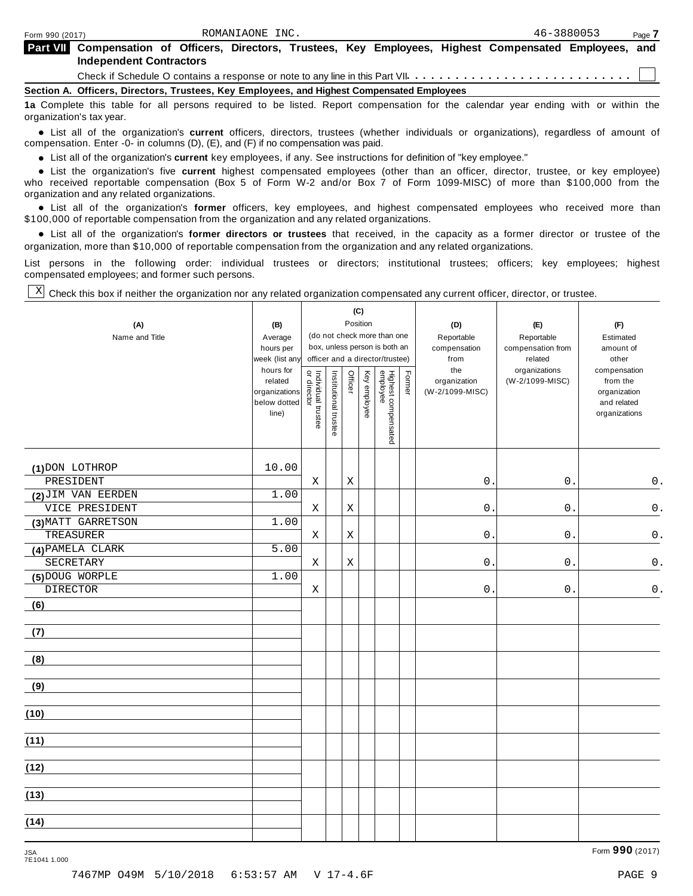Form 990 (2017) ROMANIAONE INC. 46-3880053

**Part VII** **Compensation of Officers, Directors, Trustees, Key Employees, Highest Compensated Employees, and Independent Contractors**

Check if Schedule O contains a response or note to any line in this Part VII . . . . . . . . . . . . . . . . . . . . . . . . . . . ☐

**Section A. Officers, Directors, Trustees, Key Employees, and Highest Compensated Employees**

**1a** Complete this table for all persons required to be listed. Report compensation for the calendar year ending with or within the organization's tax year.

- List all of the organization's **current** officers, directors, trustees (whether individuals or organizations), regardless of amount of compensation. Enter -0- in columns (D), (E), and (F) if no compensation was paid.
- List all of the organization's **current** key employees, if any. See instructions for definition of "key employee."
- List the organization's five **current** highest compensated employees (other than an officer, director, trustee, or key employee) who received reportable compensation (Box 5 of Form W-2 and/or Box 7 of Form 1099-MISC) of more than $100,000 from the organization and any related organizations.
- List all of the organization's **former** officers, key employees, and highest compensated employees who received more than $100,000 of reportable compensation from the organization and any related organizations.
- List all of the organization's **former directors or trustees** that received, in the capacity as a former director or trustee of the organization, more than $10,000 of reportable compensation from the organization and any related organizations.

List persons in the following order: individual trustees or directors; institutional trustees; officers; key employees; highest compensated employees; and former such persons.

☒ Check this box if neither the organization nor any related organization compensated any current officer, director, or trustee.

| (A) Name and Title | (B) Average hours per week (list any hours for related organizations below dotted line) | (C) Position: Individual trustee or director | Institutional trustee | Officer | Key employee | Highest compensated employee | Former | (D) Reportable compensation from the organization (W-2/1099-MISC) | (E) Reportable compensation from related organizations (W-2/1099-MISC) | (F) Estimated amount of other compensation from the organization and related organizations |
|---|---|---|---|---|---|---|---|---|---|---|
| (1) DON LOTHROP<br>PRESIDENT | 10.00 | X | | X | | | | 0. | 0. | 0. |
| (2) JIM VAN EERDEN<br>VICE PRESIDENT | 1.00 | X | | X | | | | 0. | 0. | 0. |
| (3) MATT GARRETSON<br>TREASURER | 1.00 | X | | X | | | | 0. | 0. | 0. |
| (4) PAMELA CLARK<br>SECRETARY | 5.00 | X | | X | | | | 0. | 0. | 0. |
| (5) DOUG WORPLE<br>DIRECTOR | 1.00 | X | | | | | | 0. | 0. | 0. |
| (6) | | | | | | | | | | |
| (7) | | | | | | | | | | |
| (8) | | | | | | | | | | |
| (9) | | | | | | | | | | |
| (10) | | | | | | | | | | |
| (11) | | | | | | | | | | |
| (12) | | | | | | | | | | |
| (13) | | | | | | | | | | |
| (14) | | | | | | | | | | |

Form **990** (2017)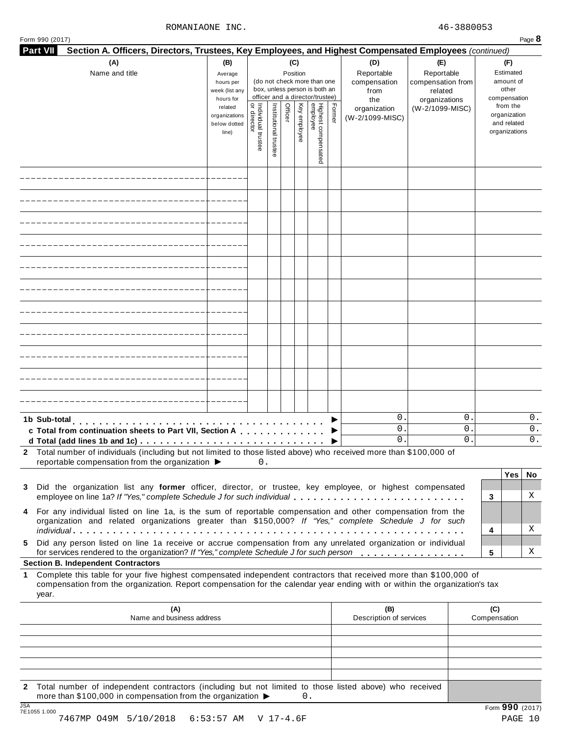ROMANIAONE INC. 46-3880053

Form 990 (2017) Page **8**

## Part VII Section A. Officers, Directors, Trustees, Key Employees, and Highest Compensated Employees *(continued)*

| (A) Name and title | (B) Average hours per week (list any hours for related organizations below dotted line) | (C) Position (do not check more than one box, unless person is both an officer and a director/trustee) | | | | | | (D) Reportable compensation from the organization (W-2/1099-MISC) | (E) Reportable compensation from related organizations (W-2/1099-MISC) | (F) Estimated amount of other compensation from the organization and related organizations |
|---|---|---|---|---|---|---|---|---|---|---|
| | | Individual trustee or director | Institutional trustee | Officer | Key employee | Highest compensated employee | Former | | | |
| | | | | | | | | | | |
| | | | | | | | | | | |
| | | | | | | | | | | |
| | | | | | | | | | | |
| | | | | | | | | | | |
| | | | | | | | | | | |
| | | | | | | | | | | |
| | | | | | | | | | | |
| | | | | | | | | | | |
| | | | | | | | | | | |
| | | | | | | | | | | |
| **1b Sub-total** ▶ | | | | | | | | 0. | 0. | 0. |
| **c Total from continuation sheets to Part VII, Section A** ▶ | | | | | | | | 0. | 0. | 0. |
| **d Total (add lines 1b and 1c)** ▶ | | | | | | | | 0. | 0. | 0. |

**2** Total number of individuals (including but not limited to those listed above) who received more than $100,000 of reportable compensation from the organization ▶ 0.

| | | Yes | No |
|---|---|---|---|
| **3** Did the organization list any **former** officer, director, or trustee, key employee, or highest compensated employee on line 1a? *If "Yes," complete Schedule J for such individual* | **3** | | X |
| **4** For any individual listed on line 1a, is the sum of reportable compensation and other compensation from the organization and related organizations greater than $150,000? *If "Yes," complete Schedule J for such individual* | **4** | | X |
| **5** Did any person listed on line 1a receive or accrue compensation from any unrelated organization or individual for services rendered to the organization? *If "Yes," complete Schedule J for such person* | **5** | | X |

**Section B. Independent Contractors**

**1** Complete this table for your five highest compensated independent contractors that received more than $100,000 of compensation from the organization. Report compensation for the calendar year ending with or within the organization's tax year.

| (A) Name and business address | (B) Description of services | (C) Compensation |
|---|---|---|
| | | |
| | | |
| | | |
| | | |
| | | |

**2** Total number of independent contractors (including but not limited to those listed above) who received more than $100,000 in compensation from the organization ▶ 0.

JSA 7E1055 1.000 Form **990** (2017)

7467MP O49M 5/10/2018 6:53:57 AM V 17-4.6F PAGE 10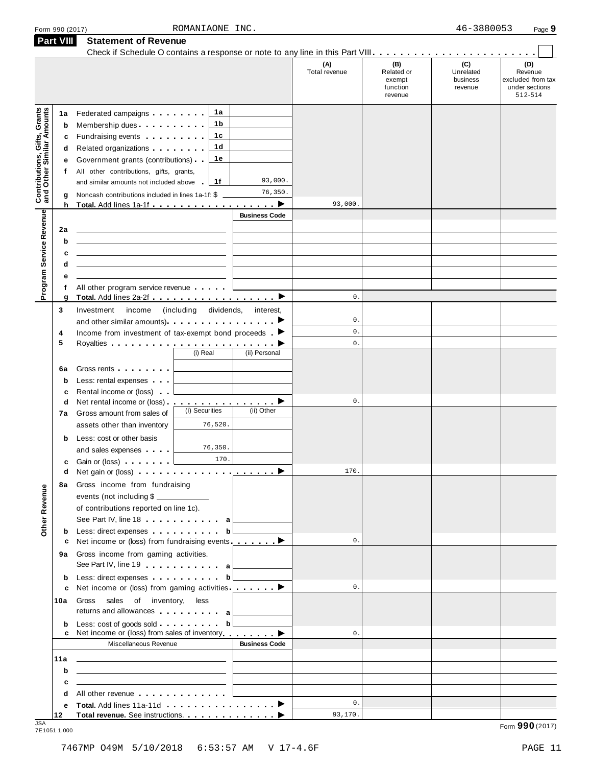Form 990 (2017) ROMANIAONE INC. 46-3880053 Page **9**

## Part VIII Statement of Revenue

Check if Schedule O contains a response or note to any line in this Part VIII . . . . . . . . . . . . . . . . . . . . . . . . ☐

| | | | (A) Total revenue | (B) Related or exempt function revenue | (C) Unrelated business revenue | (D) Revenue excluded from tax under sections 512-514 |
|---|---|---|---|---|---|---|
| **Contributions, Gifts, Grants and Other Similar Amounts** | | | | | | |
| 1a | Federated campaigns . . . . . . . . **1a** | | | | | |
| b | Membership dues . . . . . . . . . . **1b** | | | | | |
| c | Fundraising events . . . . . . . . . **1c** | | | | | |
| d | Related organizations . . . . . . . . **1d** | | | | | |
| e | Government grants (contributions) . . **1e** | | | | | |
| f | All other contributions, gifts, grants, and similar amounts not included above . **1f** | 93,000. | | | | |
| g | Noncash contributions included in lines 1a-1f: $ | 76,350. | | | | |
| h | **Total.** Add lines 1a-1f . . . . . . . . . . . . . . . . . ▶ | | 93,000. | | | |
| **Program Service Revenue** | | **Business Code** | | | | |
| 2a | | | | | | |
| b | | | | | | |
| c | | | | | | |
| d | | | | | | |
| e | | | | | | |
| f | All other program service revenue . . . . . | | | | | |
| g | **Total.** Add lines 2a-2f . . . . . . . . . . . . . . . . . ▶ | | 0. | | | |
| **Other Revenue** | | | | | | |
| 3 | Investment income (including dividends, interest, and other similar amounts) . . . . . . . . . . . . . . . ▶ | | 0. | | | |
| 4 | Income from investment of tax-exempt bond proceeds . ▶ | | 0. | | | |
| 5 | Royalties . . . . . . . . . . . . . . . . . . . . . . . . ▶ | | 0. | | | |
| | (i) Real | (ii) Personal | | | | |
| 6a | Gross rents . . . . . . . . | | | | | |
| b | Less: rental expenses . . . | | | | | |
| c | Rental income or (loss) . . | | | | | |
| d | Net rental income or (loss) . . . . . . . . . . . . . . . . ▶ | | 0. | | | |
| | (i) Securities | (ii) Other | | | | |
| 7a | Gross amount from sales of assets other than inventory: 76,520. | | | | | |
| b | Less: cost or other basis and sales expenses . . . . : 76,350. | | | | | |
| c | Gain or (loss) . . . . . . . : 170. | | | | | |
| d | Net gain or (loss) . . . . . . . . . . . . . . . . . . . . ▶ | | 170. | | | |
| 8a | Gross income from fundraising events (not including $ ______ of contributions reported on line 1c). See Part IV, line 18 . . . . . . . . . . . **a** | | | | | |
| b | Less: direct expenses . . . . . . . . . . **b** | | | | | |
| c | Net income or (loss) from fundraising events . . . . . . . ▶ | | 0. | | | |
| 9a | Gross income from gaming activities. See Part IV, line 19 . . . . . . . . . . . **a** | | | | | |
| b | Less: direct expenses . . . . . . . . . . **b** | | | | | |
| c | Net income or (loss) from gaming activities . . . . . . . ▶ | | 0. | | | |
| 10a | Gross sales of inventory, less returns and allowances . . . . . . . . . **a** | | | | | |
| b | Less: cost of goods sold . . . . . . . . . **b** | | | | | |
| c | Net income or (loss) from sales of inventory . . . . . . . ▶ | | 0. | | | |
| | Miscellaneous Revenue | **Business Code** | | | | |
| 11a | | | | | | |
| b | | | | | | |
| c | | | | | | |
| d | All other revenue . . . . . . . . . . . . . | | | | | |
| e | **Total.** Add lines 11a-11d . . . . . . . . . . . . . . . . ▶ | | 0. | | | |
| 12 | **Total revenue.** See instructions. . . . . . . . . . . . . . . ▶ | | 93,170. | | | |

JSA 7E1051 1.000 Form **990** (2017)

7467MP O49M 5/10/2018 6:53:57 AM V 17-4.6F PAGE 11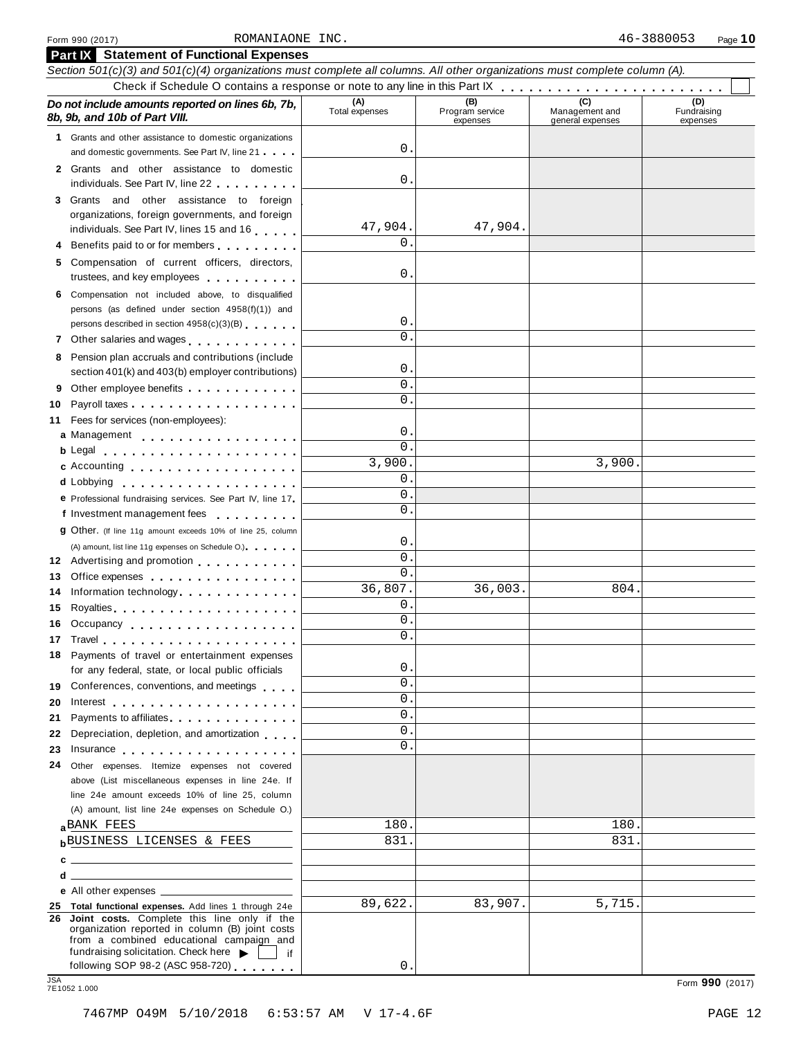Form 990 (2017) ROMANIAONE INC. 46-3880053

## Part IX Statement of Functional Expenses

*Section 501(c)(3) and 501(c)(4) organizations must complete all columns. All other organizations must complete column (A).*

Check if Schedule O contains a response or note to any line in this Part IX

| *Do not include amounts reported on lines 6b, 7b, 8b, 9b, and 10b of Part VIII.* | (A) Total expenses | (B) Program service expenses | (C) Management and general expenses | (D) Fundraising expenses |
|---|---|---|---|---|
| **1** Grants and other assistance to domestic organizations and domestic governments. See Part IV, line 21 | 0. | | | |
| **2** Grants and other assistance to domestic individuals. See Part IV, line 22 | 0. | | | |
| **3** Grants and other assistance to foreign organizations, foreign governments, and foreign individuals. See Part IV, lines 15 and 16 | 47,904. | 47,904. | | |
| **4** Benefits paid to or for members | 0. | | | |
| **5** Compensation of current officers, directors, trustees, and key employees | 0. | | | |
| **6** Compensation not included above, to disqualified persons (as defined under section 4958(f)(1)) and persons described in section 4958(c)(3)(B) | 0. | | | |
| **7** Other salaries and wages | 0. | | | |
| **8** Pension plan accruals and contributions (include section 401(k) and 403(b) employer contributions) | 0. | | | |
| **9** Other employee benefits | 0. | | | |
| **10** Payroll taxes | 0. | | | |
| **11** Fees for services (non-employees): | | | | |
| **a** Management | 0. | | | |
| **b** Legal | 0. | | | |
| **c** Accounting | 3,900. | | 3,900. | |
| **d** Lobbying | 0. | | | |
| **e** Professional fundraising services. See Part IV, line 17 | 0. | | | |
| **f** Investment management fees | 0. | | | |
| **g** Other. (If line 11g amount exceeds 10% of line 25, column (A) amount, list line 11g expenses on Schedule O.) | 0. | | | |
| **12** Advertising and promotion | 0. | | | |
| **13** Office expenses | 0. | | | |
| **14** Information technology | 36,807. | 36,003. | 804. | |
| **15** Royalties | 0. | | | |
| **16** Occupancy | 0. | | | |
| **17** Travel | 0. | | | |
| **18** Payments of travel or entertainment expenses for any federal, state, or local public officials | 0. | | | |
| **19** Conferences, conventions, and meetings | 0. | | | |
| **20** Interest | 0. | | | |
| **21** Payments to affiliates | 0. | | | |
| **22** Depreciation, depletion, and amortization | 0. | | | |
| **23** Insurance | 0. | | | |
| **24** Other expenses. Itemize expenses not covered above (List miscellaneous expenses in line 24e. If line 24e amount exceeds 10% of line 25, column (A) amount, list line 24e expenses on Schedule O.) | | | | |
| **a** BANK FEES | 180. | | 180. | |
| **b** BUSINESS LICENSES & FEES | 831. | | 831. | |
| **c** | | | | |
| **d** | | | | |
| **e** All other expenses | | | | |
| **25 Total functional expenses.** Add lines 1 through 24e | 89,622. | 83,907. | 5,715. | |
| **26 Joint costs.** Complete this line only if the organization reported in column (B) joint costs from a combined educational campaign and fundraising solicitation. Check here ☐ if following SOP 98-2 (ASC 958-720) | 0. | | | |

Form **990** (2017)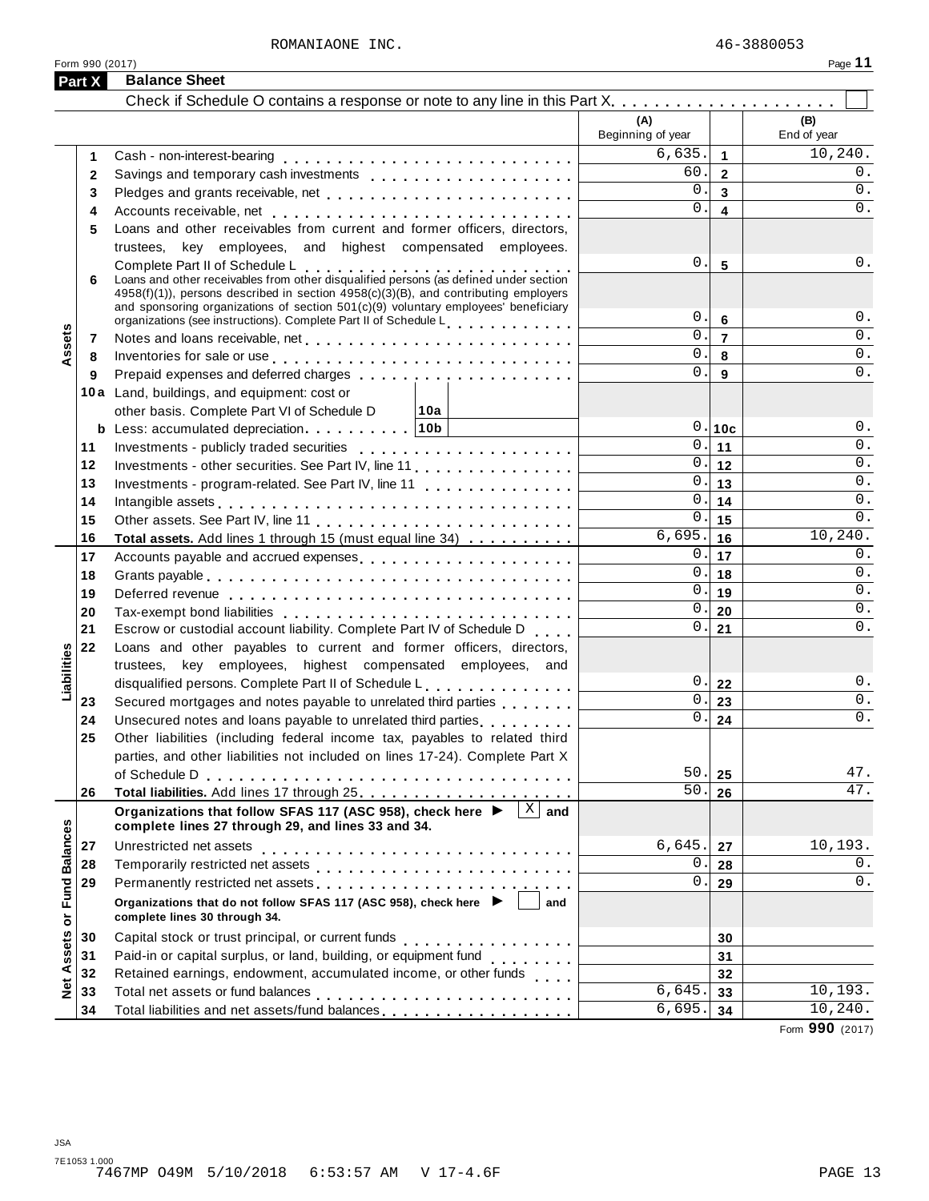ROMANIAONE INC. 46-3880053

Form 990 (2017) Page **11**

## Part X Balance Sheet

Check if Schedule O contains a response or note to any line in this Part X . . . . . . . . . . . . . . . . . . . . ☐

| | | | (A) Beginning of year | | (B) End of year |
|---|---|---|---|---|---|
| **Assets** | 1 | Cash - non-interest-bearing | 6,635. | 1 | 10,240. |
| | 2 | Savings and temporary cash investments | 60. | 2 | 0. |
| | 3 | Pledges and grants receivable, net | 0. | 3 | 0. |
| | 4 | Accounts receivable, net | 0. | 4 | 0. |
| | 5 | Loans and other receivables from current and former officers, directors, trustees, key employees, and highest compensated employees. Complete Part II of Schedule L | 0. | 5 | 0. |
| | 6 | Loans and other receivables from other disqualified persons (as defined under section 4958(f)(1)), persons described in section 4958(c)(3)(B), and contributing employers and sponsoring organizations of section 501(c)(9) voluntary employees' beneficiary organizations (see instructions). Complete Part II of Schedule L | 0. | 6 | 0. |
| | 7 | Notes and loans receivable, net | 0. | 7 | 0. |
| | 8 | Inventories for sale or use | 0. | 8 | 0. |
| | 9 | Prepaid expenses and deferred charges | 0. | 9 | 0. |
| | 10a | Land, buildings, and equipment: cost or other basis. Complete Part VI of Schedule D — 10a | | | |
| | b | Less: accumulated depreciation — 10b | 0. | 10c | 0. |
| | 11 | Investments - publicly traded securities | 0. | 11 | 0. |
| | 12 | Investments - other securities. See Part IV, line 11 | 0. | 12 | 0. |
| | 13 | Investments - program-related. See Part IV, line 11 | 0. | 13 | 0. |
| | 14 | Intangible assets | 0. | 14 | 0. |
| | 15 | Other assets. See Part IV, line 11 | 0. | 15 | 0. |
| | 16 | **Total assets.** Add lines 1 through 15 (must equal line 34) | 6,695. | 16 | 10,240. |
| **Liabilities** | 17 | Accounts payable and accrued expenses | 0. | 17 | 0. |
| | 18 | Grants payable | 0. | 18 | 0. |
| | 19 | Deferred revenue | 0. | 19 | 0. |
| | 20 | Tax-exempt bond liabilities | 0. | 20 | 0. |
| | 21 | Escrow or custodial account liability. Complete Part IV of Schedule D | 0. | 21 | 0. |
| | 22 | Loans and other payables to current and former officers, directors, trustees, key employees, highest compensated employees, and disqualified persons. Complete Part II of Schedule L | 0. | 22 | 0. |
| | 23 | Secured mortgages and notes payable to unrelated third parties | 0. | 23 | 0. |
| | 24 | Unsecured notes and loans payable to unrelated third parties | 0. | 24 | 0. |
| | 25 | Other liabilities (including federal income tax, payables to related third parties, and other liabilities not included on lines 17-24). Complete Part X of Schedule D | 50. | 25 | 47. |
| | 26 | **Total liabilities.** Add lines 17 through 25 | 50. | 26 | 47. |
| **Net Assets or Fund Balances** | | **Organizations that follow SFAS 117 (ASC 958), check here ▶ ☒ and complete lines 27 through 29, and lines 33 and 34.** | | | |
| | 27 | Unrestricted net assets | 6,645. | 27 | 10,193. |
| | 28 | Temporarily restricted net assets | 0. | 28 | 0. |
| | 29 | Permanently restricted net assets | 0. | 29 | 0. |
| | | **Organizations that do not follow SFAS 117 (ASC 958), check here ▶ ☐ and complete lines 30 through 34.** | | | |
| | 30 | Capital stock or trust principal, or current funds | | 30 | |
| | 31 | Paid-in or capital surplus, or land, building, or equipment fund | | 31 | |
| | 32 | Retained earnings, endowment, accumulated income, or other funds | | 32 | |
| | 33 | Total net assets or fund balances | 6,645. | 33 | 10,193. |
| | 34 | Total liabilities and net assets/fund balances | 6,695. | 34 | 10,240. |

Form **990** (2017)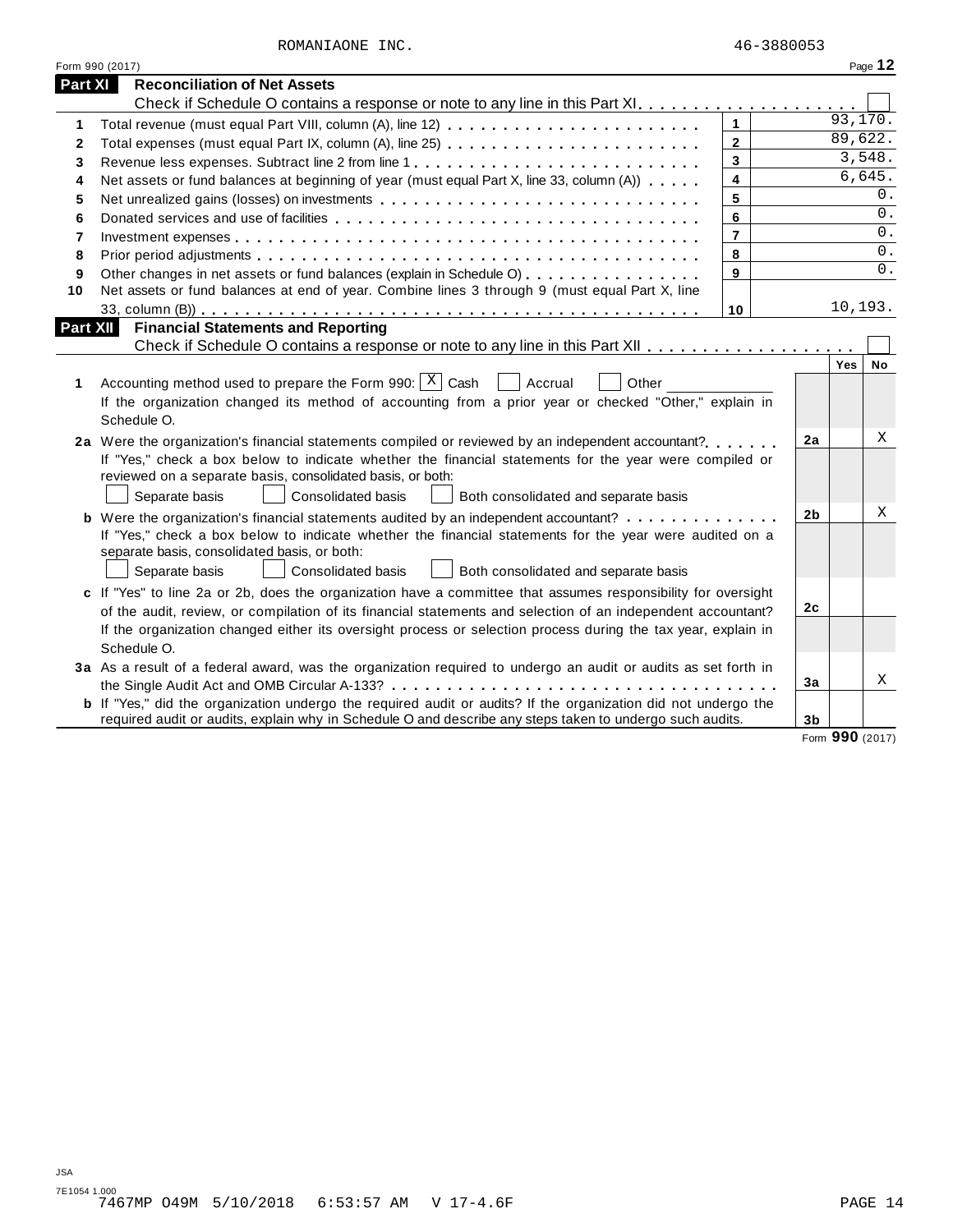ROMANIAONE INC. 46-3880053

Form 990 (2017)

## Part XI Reconciliation of Net Assets

Check if Schedule O contains a response or note to any line in this Part XI. . . . . . . . . . . . . . . . . . . . ☐

| | | | |
|---|---|---|---|
| 1 | Total revenue (must equal Part VIII, column (A), line 12) | 1 | 93,170. |
| 2 | Total expenses (must equal Part IX, column (A), line 25) | 2 | 89,622. |
| 3 | Revenue less expenses. Subtract line 2 from line 1 | 3 | 3,548. |
| 4 | Net assets or fund balances at beginning of year (must equal Part X, line 33, column (A)) | 4 | 6,645. |
| 5 | Net unrealized gains (losses) on investments | 5 | 0. |
| 6 | Donated services and use of facilities | 6 | 0. |
| 7 | Investment expenses | 7 | 0. |
| 8 | Prior period adjustments | 8 | 0. |
| 9 | Other changes in net assets or fund balances (explain in Schedule O) | 9 | 0. |
| 10 | Net assets or fund balances at end of year. Combine lines 3 through 9 (must equal Part X, line 33, column (B)) | 10 | 10,193. |

## Part XII Financial Statements and Reporting

Check if Schedule O contains a response or note to any line in this Part XII . . . . . . . . . . . . . . . . . . ☐

| | | | Yes | No |
|---|---|---|---|---|
| 1 | Accounting method used to prepare the Form 990: ☒ Cash ☐ Accrual ☐ Other ______<br>If the organization changed its method of accounting from a prior year or checked "Other," explain in Schedule O. | | | |
| 2a | Were the organization's financial statements compiled or reviewed by an independent accountant?<br>If "Yes," check a box below to indicate whether the financial statements for the year were compiled or reviewed on a separate basis, consolidated basis, or both:<br>☐ Separate basis ☐ Consolidated basis ☐ Both consolidated and separate basis | 2a | | X |
| b | Were the organization's financial statements audited by an independent accountant?<br>If "Yes," check a box below to indicate whether the financial statements for the year were audited on a separate basis, consolidated basis, or both:<br>☐ Separate basis ☐ Consolidated basis ☐ Both consolidated and separate basis | 2b | | X |
| c | If "Yes" to line 2a or 2b, does the organization have a committee that assumes responsibility for oversight of the audit, review, or compilation of its financial statements and selection of an independent accountant?<br>If the organization changed either its oversight process or selection process during the tax year, explain in Schedule O. | 2c | | |
| 3a | As a result of a federal award, was the organization required to undergo an audit or audits as set forth in the Single Audit Act and OMB Circular A-133? | 3a | | X |
| b | If "Yes," did the organization undergo the required audit or audits? If the organization did not undergo the required audit or audits, explain in Schedule O and describe any steps taken to undergo such audits. | 3b | | |

Form **990** (2017)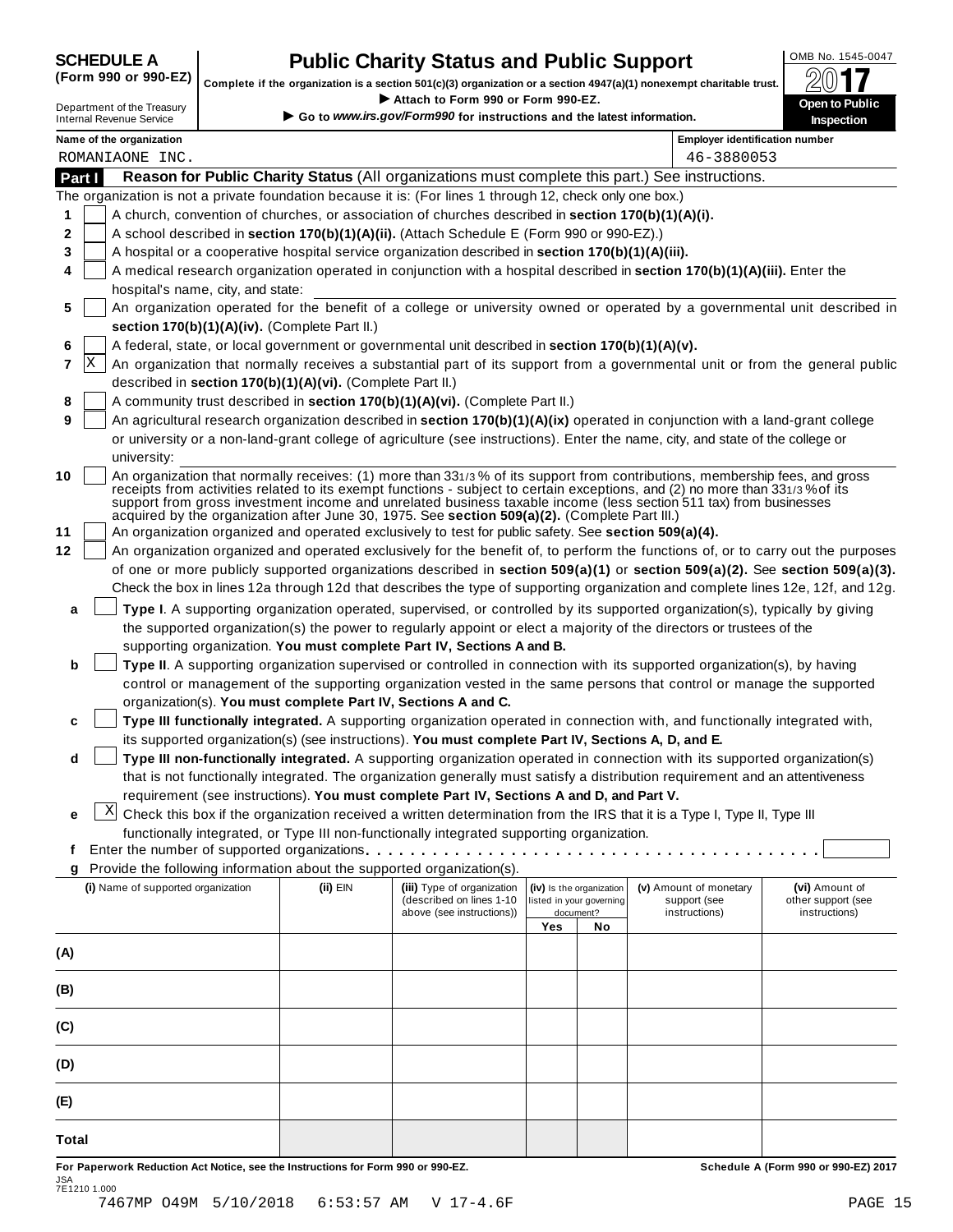**SCHEDULE A (Form 990 or 990-EZ)**

Department of the Treasury
Internal Revenue Service

# Public Charity Status and Public Support

**Complete if the organization is a section 501(c)(3) organization or a section 4947(a)(1) nonexempt charitable trust.**

▶ **Attach to Form 990 or Form 990-EZ.**

▶ **Go to *www.irs.gov/Form990* for instructions and the latest information.**

OMB No. 1545-0047

**2017**

**Open to Public Inspection**

**Name of the organization:** ROMANIAONE INC.

**Employer identification number:** 46-3880053

## Part I Reason for Public Charity Status (All organizations must complete this part.) See instructions.

The organization is not a private foundation because it is: (For lines 1 through 12, check only one box.)

1 [ ] A church, convention of churches, or association of churches described in **section 170(b)(1)(A)(i).**

2 [ ] A school described in **section 170(b)(1)(A)(ii).** (Attach Schedule E (Form 990 or 990-EZ).)

3 [ ] A hospital or a cooperative hospital service organization described in **section 170(b)(1)(A)(iii).**

4 [ ] A medical research organization operated in conjunction with a hospital described in **section 170(b)(1)(A)(iii).** Enter the hospital's name, city, and state:

5 [ ] An organization operated for the benefit of a college or university owned or operated by a governmental unit described in **section 170(b)(1)(A)(iv).** (Complete Part II.)

6 [ ] A federal, state, or local government or governmental unit described in **section 170(b)(1)(A)(v).**

7 [X] An organization that normally receives a substantial part of its support from a governmental unit or from the general public described in **section 170(b)(1)(A)(vi).** (Complete Part II.)

8 [ ] A community trust described in **section 170(b)(1)(A)(vi).** (Complete Part II.)

9 [ ] An agricultural research organization described in **section 170(b)(1)(A)(ix)** operated in conjunction with a land-grant college or university or a non-land-grant college of agriculture (see instructions). Enter the name, city, and state of the college or university:

10 [ ] An organization that normally receives: (1) more than 33 1/3 % of its support from contributions, membership fees, and gross receipts from activities related to its exempt functions - subject to certain exceptions, and (2) no more than 33 1/3 % of its support from gross investment income and unrelated business taxable income (less section 511 tax) from businesses acquired by the organization after June 30, 1975. See **section 509(a)(2).** (Complete Part III.)

11 [ ] An organization organized and operated exclusively to test for public safety. See **section 509(a)(4).**

12 [ ] An organization organized and operated exclusively for the benefit of, to perform the functions of, or to carry out the purposes of one or more publicly supported organizations described in **section 509(a)(1)** or **section 509(a)(2).** See **section 509(a)(3).** Check the box in lines 12a through 12d that describes the type of supporting organization and complete lines 12e, 12f, and 12g.

**a** [ ] **Type I**. A supporting organization operated, supervised, or controlled by its supported organization(s), typically by giving the supported organization(s) the power to regularly appoint or elect a majority of the directors or trustees of the supporting organization. **You must complete Part IV, Sections A and B.**

**b** [ ] **Type II**. A supporting organization supervised or controlled in connection with its supported organization(s), by having control or management of the supporting organization vested in the same persons that control or manage the supported organization(s). **You must complete Part IV, Sections A and C.**

**c** [ ] **Type III functionally integrated.** A supporting organization operated in connection with, and functionally integrated with, its supported organization(s) (see instructions). **You must complete Part IV, Sections A, D, and E.**

**d** [ ] **Type III non-functionally integrated.** A supporting organization operated in connection with its supported organization(s) that is not functionally integrated. The organization generally must satisfy a distribution requirement and an attentiveness requirement (see instructions). **You must complete Part IV, Sections A and D, and Part V.**

**e** [X] Check this box if the organization received a written determination from the IRS that it is a Type I, Type II, Type III functionally integrated, or Type III non-functionally integrated supporting organization.

**f** Enter the number of supported organizations . . . . . . . . . .

**g** Provide the following information about the supported organization(s).

| (i) Name of supported organization | (ii) EIN | (iii) Type of organization (described on lines 1-10 above (see instructions)) | (iv) Is the organization listed in your governing document? Yes | No | (v) Amount of monetary support (see instructions) | (vi) Amount of other support (see instructions) |
|---|---|---|---|---|---|---|
| (A) | | | | | | |
| (B) | | | | | | |
| (C) | | | | | | |
| (D) | | | | | | |
| (E) | | | | | | |
| **Total** | | | | | | |

**For Paperwork Reduction Act Notice, see the Instructions for Form 990 or 990-EZ.** **Schedule A (Form 990 or 990-EZ) 2017**

JSA
7E1210 1.000
7467MP O49M 5/10/2018 6:53:57 AM V 17-4.6F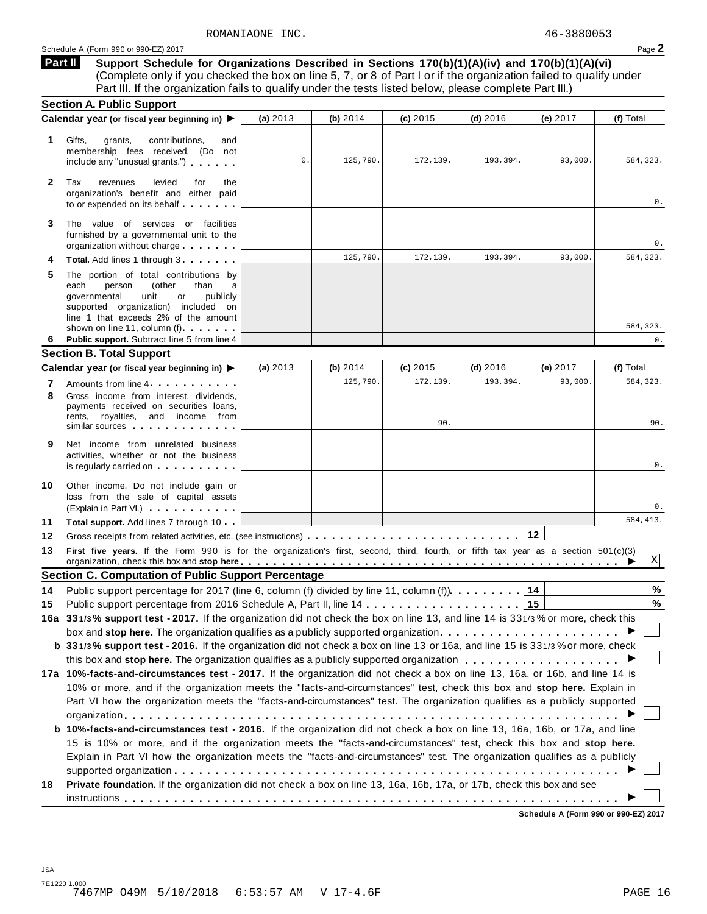ROMANIAONE INC. 46-3880053

Schedule A (Form 990 or 990-EZ) 2017

**Part II** **Support Schedule for Organizations Described in Sections 170(b)(1)(A)(iv) and 170(b)(1)(A)(vi)** (Complete only if you checked the box on line 5, 7, or 8 of Part I or if the organization failed to qualify under Part III. If the organization fails to qualify under the tests listed below, please complete Part III.)

### Section A. Public Support

| Calendar year (or fiscal year beginning in) ▶ | (a) 2013 | (b) 2014 | (c) 2015 | (d) 2016 | (e) 2017 | (f) Total |
|---|---|---|---|---|---|---|
| **1** Gifts, grants, contributions, and membership fees received. (Do not include any "unusual grants.") | 0. | 125,790. | 172,139. | 193,394. | 93,000. | 584,323. |
| **2** Tax revenues levied for the organization's benefit and either paid to or expended on its behalf | | | | | | 0. |
| **3** The value of services or facilities furnished by a governmental unit to the organization without charge | | | | | | 0. |
| **4** **Total.** Add lines 1 through 3 | | 125,790. | 172,139. | 193,394. | 93,000. | 584,323. |
| **5** The portion of total contributions by each person (other than a governmental unit or publicly supported organization) included on line 1 that exceeds 2% of the amount shown on line 11, column (f) | | | | | | 584,323. |
| **6** **Public support.** Subtract line 5 from line 4 | | | | | | 0. |

### Section B. Total Support

| Calendar year (or fiscal year beginning in) ▶ | (a) 2013 | (b) 2014 | (c) 2015 | (d) 2016 | (e) 2017 | (f) Total |
|---|---|---|---|---|---|---|
| **7** Amounts from line 4 | | 125,790. | 172,139. | 193,394. | 93,000. | 584,323. |
| **8** Gross income from interest, dividends, payments received on securities loans, rents, royalties, and income from similar sources | | | 90. | | | 90. |
| **9** Net income from unrelated business activities, whether or not the business is regularly carried on | | | | | | 0. |
| **10** Other income. Do not include gain or loss from the sale of capital assets (Explain in Part VI.) | | | | | | 0. |
| **11** **Total support.** Add lines 7 through 10 | | | | | | 584,413. |

**12** Gross receipts from related activities, etc. (see instructions) . . . **12**

**13** **First five years.** If the Form 990 is for the organization's first, second, third, fourth, or fifth tax year as a section 501(c)(3) organization, check this box and **stop here** ▶ [X]

### Section C. Computation of Public Support Percentage

**14** Public support percentage for 2017 (line 6, column (f) divided by line 11, column (f)) . . . **14** %

**15** Public support percentage from 2016 Schedule A, Part II, line 14 . . . **15** %

**16a** **33 1/3 % support test - 2017.** If the organization did not check the box on line 13, and line 14 is 33 1/3 % or more, check this box and **stop here.** The organization qualifies as a publicly supported organization ▶ [ ]

**b** **33 1/3 % support test - 2016.** If the organization did not check a box on line 13 or 16a, and line 15 is 33 1/3 % or more, check this box and **stop here.** The organization qualifies as a publicly supported organization ▶ [ ]

**17a** **10%-facts-and-circumstances test - 2017.** If the organization did not check a box on line 13, 16a, or 16b, and line 14 is 10% or more, and if the organization meets the "facts-and-circumstances" test, check this box and **stop here.** Explain in Part VI how the organization meets the "facts-and-circumstances" test. The organization qualifies as a publicly supported organization ▶ [ ]

**b** **10%-facts-and-circumstances test - 2016.** If the organization did not check a box on line 13, 16a, 16b, or 17a, and line 15 is 10% or more, and if the organization meets the "facts-and-circumstances" test, check this box and **stop here.** Explain in Part VI how the organization meets the "facts-and-circumstances" test. The organization qualifies as a publicly supported organization ▶ [ ]

**18** **Private foundation.** If the organization did not check a box on line 13, 16a, 16b, 17a, or 17b, check this box and see instructions ▶ [ ]

**Schedule A (Form 990 or 990-EZ) 2017**

JSA
7E1220 1.000
7467MP O49M 5/10/2018 6:53:57 AM V 17-4.6F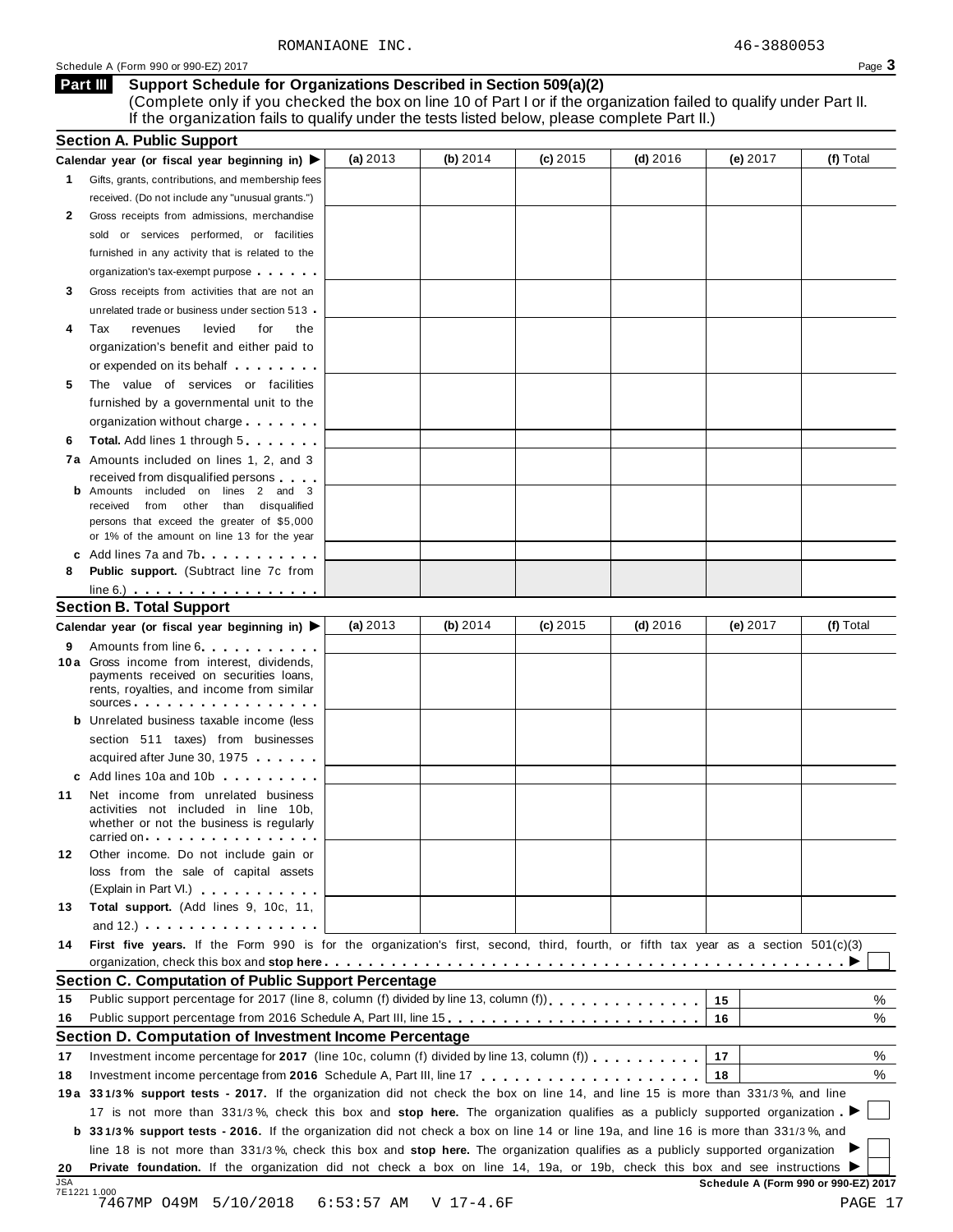ROMANIAONE INC. 46-3880053

Schedule A (Form 990 or 990-EZ) 2017 Page **3**

## Part III Support Schedule for Organizations Described in Section 509(a)(2)

(Complete only if you checked the box on line 10 of Part I or if the organization failed to qualify under Part II. If the organization fails to qualify under the tests listed below, please complete Part II.)

### Section A. Public Support

| Calendar year (or fiscal year beginning in) ▶ | (a) 2013 | (b) 2014 | (c) 2015 | (d) 2016 | (e) 2017 | (f) Total |
|---|---|---|---|---|---|---|
| **1** Gifts, grants, contributions, and membership fees received. (Do not include any "unusual grants.") | | | | | | |
| **2** Gross receipts from admissions, merchandise sold or services performed, or facilities furnished in any activity that is related to the organization's tax-exempt purpose | | | | | | |
| **3** Gross receipts from activities that are not an unrelated trade or business under section 513 | | | | | | |
| **4** Tax revenues levied for the organization's benefit and either paid to or expended on its behalf | | | | | | |
| **5** The value of services or facilities furnished by a governmental unit to the organization without charge | | | | | | |
| **6** **Total.** Add lines 1 through 5 | | | | | | |
| **7a** Amounts included on lines 1, 2, and 3 received from disqualified persons | | | | | | |
| **b** Amounts included on lines 2 and 3 received from other than disqualified persons that exceed the greater of $5,000 or 1% of the amount on line 13 for the year | | | | | | |
| **c** Add lines 7a and 7b | | | | | | |
| **8** **Public support.** (Subtract line 7c from line 6.) | | | | | | |

### Section B. Total Support

| Calendar year (or fiscal year beginning in) ▶ | (a) 2013 | (b) 2014 | (c) 2015 | (d) 2016 | (e) 2017 | (f) Total |
|---|---|---|---|---|---|---|
| **9** Amounts from line 6 | | | | | | |
| **10a** Gross income from interest, dividends, payments received on securities loans, rents, royalties, and income from similar sources | | | | | | |
| **b** Unrelated business taxable income (less section 511 taxes) from businesses acquired after June 30, 1975 | | | | | | |
| **c** Add lines 10a and 10b | | | | | | |
| **11** Net income from unrelated business activities not included in line 10b, whether or not the business is regularly carried on | | | | | | |
| **12** Other income. Do not include gain or loss from the sale of capital assets (Explain in Part VI.) | | | | | | |
| **13** **Total support.** (Add lines 9, 10c, 11, and 12.) | | | | | | |

**14** **First five years.** If the Form 990 is for the organization's first, second, third, fourth, or fifth tax year as a section 501(c)(3) organization, check this box and **stop here** ▶ ☐

### Section C. Computation of Public Support Percentage

| | | | |
|---|---|---|---|
| **15** | Public support percentage for 2017 (line 8, column (f) divided by line 13, column (f)) | 15 | % |
| **16** | Public support percentage from 2016 Schedule A, Part III, line 15 | 16 | % |

### Section D. Computation of Investment Income Percentage

| | | | |
|---|---|---|---|
| **17** | Investment income percentage for **2017** (line 10c, column (f) divided by line 13, column (f)) | 17 | % |
| **18** | Investment income percentage from **2016** Schedule A, Part III, line 17 | 18 | % |

**19a** **33 1/3% support tests - 2017.** If the organization did not check the box on line 14, and line 15 is more than 33 1/3%, and line 17 is not more than 33 1/3%, check this box and **stop here.** The organization qualifies as a publicly supported organization ▶ ☐

**b** **33 1/3% support tests - 2016.** If the organization did not check a box on line 14 or line 19a, and line 16 is more than 33 1/3%, and line 18 is not more than 33 1/3%, check this box and **stop here.** The organization qualifies as a publicly supported organization ▶ ☐

**20** **Private foundation.** If the organization did not check a box on line 14, 19a, or 19b, check this box and see instructions ▶ ☐

JSA 7E1221 1.000 **Schedule A (Form 990 or 990-EZ) 2017**

7467MP O49M 5/10/2018 6:53:57 AM V 17-4.6F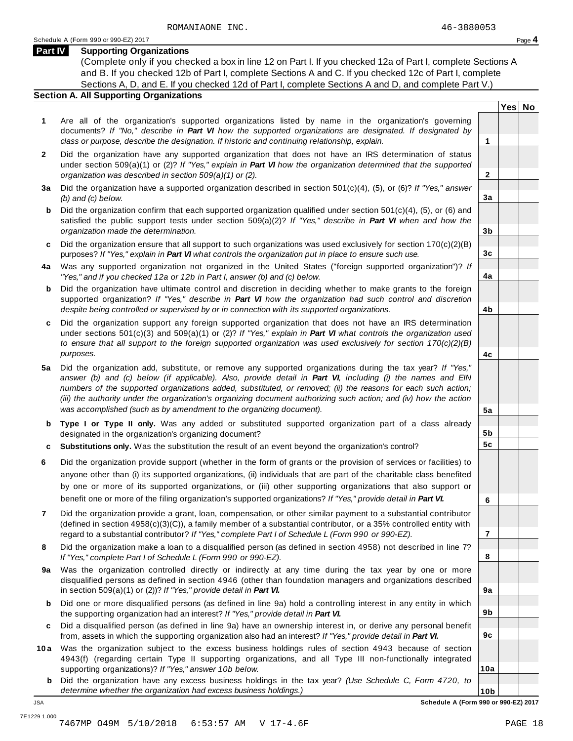ROMANIAONE INC. 46-3880053

Schedule A (Form 990 or 990-EZ) 2017

## Part IV Supporting Organizations

(Complete only if you checked a box in line 12 on Part I. If you checked 12a of Part I, complete Sections A and B. If you checked 12b of Part I, complete Sections A and C. If you checked 12c of Part I, complete Sections A, D, and E. If you checked 12d of Part I, complete Sections A and D, and complete Part V.)

### Section A. All Supporting Organizations

| | | Line | Yes | No |
|---|---|---|---|---|
| **1** | Are all of the organization's supported organizations listed by name in the organization's governing documents? *If "No," describe in **Part VI** how the supported organizations are designated. If designated by class or purpose, describe the designation. If historic and continuing relationship, explain.* | 1 | | |
| **2** | Did the organization have any supported organization that does not have an IRS determination of status under section 509(a)(1) or (2)? *If "Yes," explain in **Part VI** how the organization determined that the supported organization was described in section 509(a)(1) or (2).* | 2 | | |
| **3a** | Did the organization have a supported organization described in section 501(c)(4), (5), or (6)? *If "Yes," answer (b) and (c) below.* | 3a | | |
| **b** | Did the organization confirm that each supported organization qualified under section 501(c)(4), (5), or (6) and satisfied the public support tests under section 509(a)(2)? *If "Yes," describe in **Part VI** when and how the organization made the determination.* | 3b | | |
| **c** | Did the organization ensure that all support to such organizations was used exclusively for section 170(c)(2)(B) purposes? *If "Yes," explain in **Part VI** what controls the organization put in place to ensure such use.* | 3c | | |
| **4a** | Was any supported organization not organized in the United States ("foreign supported organization")? *If "Yes," and if you checked 12a or 12b in Part I, answer (b) and (c) below.* | 4a | | |
| **b** | Did the organization have ultimate control and discretion in deciding whether to make grants to the foreign supported organization? *If "Yes," describe in **Part VI** how the organization had such control and discretion despite being controlled or supervised by or in connection with its supported organizations.* | 4b | | |
| **c** | Did the organization support any foreign supported organization that does not have an IRS determination under sections 501(c)(3) and 509(a)(1) or (2)? *If "Yes," explain in **Part VI** what controls the organization used to ensure that all support to the foreign supported organization was used exclusively for section 170(c)(2)(B) purposes.* | 4c | | |
| **5a** | Did the organization add, substitute, or remove any supported organizations during the tax year? *If "Yes," answer (b) and (c) below (if applicable). Also, provide detail in **Part VI**, including (i) the names and EIN numbers of the supported organizations added, substituted, or removed; (ii) the reasons for each such action; (iii) the authority under the organization's organizing document authorizing such action; and (iv) how the action was accomplished (such as by amendment to the organizing document).* | 5a | | |
| **b** | **Type I or Type II only.** Was any added or substituted supported organization part of a class already designated in the organization's organizing document? | 5b | | |
| **c** | **Substitutions only.** Was the substitution the result of an event beyond the organization's control? | 5c | | |
| **6** | Did the organization provide support (whether in the form of grants or the provision of services or facilities) to anyone other than (i) its supported organizations, (ii) individuals that are part of the charitable class benefited by one or more of its supported organizations, or (iii) other supporting organizations that also support or benefit one or more of the filing organization's supported organizations? *If "Yes," provide detail in **Part VI.*** | 6 | | |
| **7** | Did the organization provide a grant, loan, compensation, or other similar payment to a substantial contributor (defined in section 4958(c)(3)(C)), a family member of a substantial contributor, or a 35% controlled entity with regard to a substantial contributor? *If "Yes," complete Part I of Schedule L (Form 990 or 990-EZ).* | 7 | | |
| **8** | Did the organization make a loan to a disqualified person (as defined in section 4958) not described in line 7? *If "Yes," complete Part I of Schedule L (Form 990 or 990-EZ).* | 8 | | |
| **9a** | Was the organization controlled directly or indirectly at any time during the tax year by one or more disqualified persons as defined in section 4946 (other than foundation managers and organizations described in section 509(a)(1) or (2))? *If "Yes," provide detail in **Part VI.*** | 9a | | |
| **b** | Did one or more disqualified persons (as defined in line 9a) hold a controlling interest in any entity in which the supporting organization had an interest? *If "Yes," provide detail in **Part VI.*** | 9b | | |
| **c** | Did a disqualified person (as defined in line 9a) have an ownership interest in, or derive any personal benefit from, assets in which the supporting organization also had an interest? *If "Yes," provide detail in **Part VI.*** | 9c | | |
| **10a** | Was the organization subject to the excess business holdings rules of section 4943 because of section 4943(f) (regarding certain Type II supporting organizations, and all Type III non-functionally integrated supporting organizations)? *If "Yes," answer 10b below.* | 10a | | |
| **b** | Did the organization have any excess business holdings in the tax year? *(Use Schedule C, Form 4720, to determine whether the organization had excess business holdings.)* | 10b | | |

JSA

**Schedule A (Form 990 or 990-EZ) 2017**

7E1229 1.000
7467MP O49M 5/10/2018 6:53:57 AM V 17-4.6F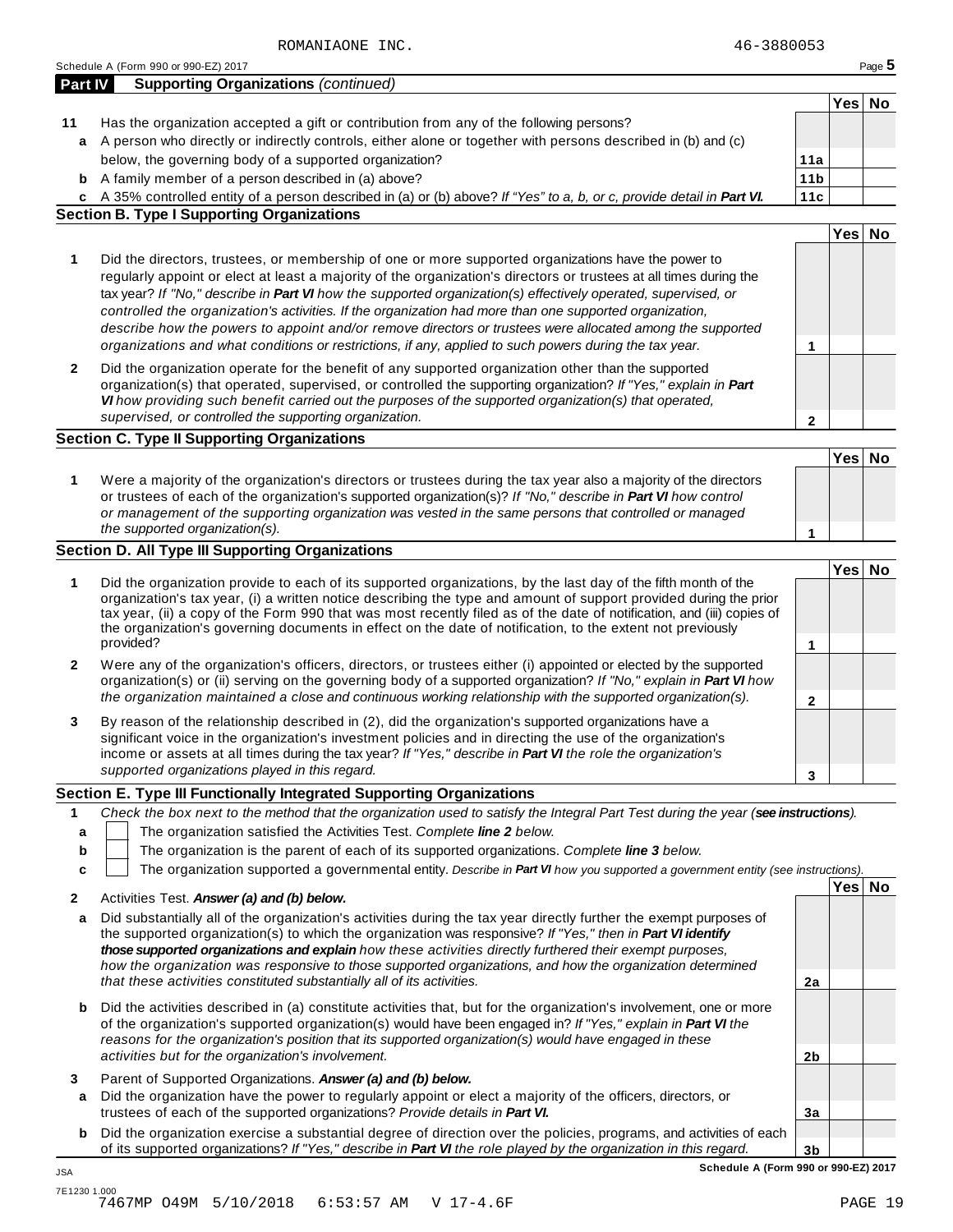ROMANIAONE INC. 46-3880053

Schedule A (Form 990 or 990-EZ) 2017

## Part IV Supporting Organizations *(continued)*

| | | | Yes | No |
|---|---|---|---|---|
| **11** | Has the organization accepted a gift or contribution from any of the following persons? | | | |
| **a** | A person who directly or indirectly controls, either alone or together with persons described in (b) and (c) below, the governing body of a supported organization? | **11a** | | |
| **b** | A family member of a person described in (a) above? | **11b** | | |
| **c** | A 35% controlled entity of a person described in (a) or (b) above? *If "Yes" to a, b, or c, provide detail in* ***Part VI.*** | **11c** | | |

### Section B. Type I Supporting Organizations

| | | | Yes | No |
|---|---|---|---|---|
| **1** | Did the directors, trustees, or membership of one or more supported organizations have the power to regularly appoint or elect at least a majority of the organization's directors or trustees at all times during the tax year? *If "No," describe in* ***Part VI*** *how the supported organization(s) effectively operated, supervised, or controlled the organization's activities. If the organization had more than one supported organization, describe how the powers to appoint and/or remove directors or trustees were allocated among the supported organizations and what conditions or restrictions, if any, applied to such powers during the tax year.* | **1** | | |
| **2** | Did the organization operate for the benefit of any supported organization other than the supported organization(s) that operated, supervised, or controlled the supporting organization? *If "Yes," explain in* ***Part VI*** *how providing such benefit carried out the purposes of the supported organization(s) that operated, supervised, or controlled the supporting organization.* | **2** | | |

### Section C. Type II Supporting Organizations

| | | | Yes | No |
|---|---|---|---|---|
| **1** | Were a majority of the organization's directors or trustees during the tax year also a majority of the directors or trustees of each of the organization's supported organization(s)? *If "No," describe in* ***Part VI*** *how control or management of the supporting organization was vested in the same persons that controlled or managed the supported organization(s).* | **1** | | |

### Section D. All Type III Supporting Organizations

| | | | Yes | No |
|---|---|---|---|---|
| **1** | Did the organization provide to each of its supported organizations, by the last day of the fifth month of the organization's tax year, (i) a written notice describing the type and amount of support provided during the prior tax year, (ii) a copy of the Form 990 that was most recently filed as of the date of notification, and (iii) copies of the organization's governing documents in effect on the date of notification, to the extent not previously provided? | **1** | | |
| **2** | Were any of the organization's officers, directors, or trustees either (i) appointed or elected by the supported organization(s) or (ii) serving on the governing body of a supported organization? *If "No," explain in* ***Part VI*** *how the organization maintained a close and continuous working relationship with the supported organization(s).* | **2** | | |
| **3** | By reason of the relationship described in (2), did the organization's supported organizations have a significant voice in the organization's investment policies and in directing the use of the organization's income or assets at all times during the tax year? *If "Yes," describe in* ***Part VI*** *the role the organization's supported organizations played in this regard.* | **3** | | |

### Section E. Type III Functionally Integrated Supporting Organizations

**1** *Check the box next to the method that the organization used to satisfy the Integral Part Test during the year (**see instructions**).*

- **a** ☐ The organization satisfied the Activities Test. *Complete* ***line 2*** *below.*
- **b** ☐ The organization is the parent of each of its supported organizations. *Complete* ***line 3*** *below.*
- **c** ☐ The organization supported a governmental entity. *Describe in* ***Part VI*** *how you supported a government entity (see instructions).*

| | | | Yes | No |
|---|---|---|---|---|
| **2** | Activities Test. ***Answer (a) and (b) below.*** | | | |
| **a** | Did substantially all of the organization's activities during the tax year directly further the exempt purposes of the supported organization(s) to which the organization was responsive? *If "Yes," then in* ***Part VI identify those supported organizations and explain*** *how these activities directly furthered their exempt purposes, how the organization was responsive to those supported organizations, and how the organization determined that these activities constituted substantially all of its activities.* | **2a** | | |
| **b** | Did the activities described in (a) constitute activities that, but for the organization's involvement, one or more of the organization's supported organization(s) would have been engaged in? *If "Yes," explain in* ***Part VI*** *the reasons for the organization's position that its supported organization(s) would have engaged in these activities but for the organization's involvement.* | **2b** | | |
| **3** | Parent of Supported Organizations. ***Answer (a) and (b) below.*** | | | |
| **a** | Did the organization have the power to regularly appoint or elect a majority of the officers, directors, or trustees of each of the supported organizations? *Provide details in* ***Part VI.*** | **3a** | | |
| **b** | Did the organization exercise a substantial degree of direction over the policies, programs, and activities of each of its supported organizations? *If "Yes," describe in* ***Part VI*** *the role played by the organization in this regard.* | **3b** | | |

**Schedule A (Form 990 or 990-EZ) 2017**

JSA
7E1230 1.000
7467MP O49M 5/10/2018 6:53:57 AM V 17-4.6F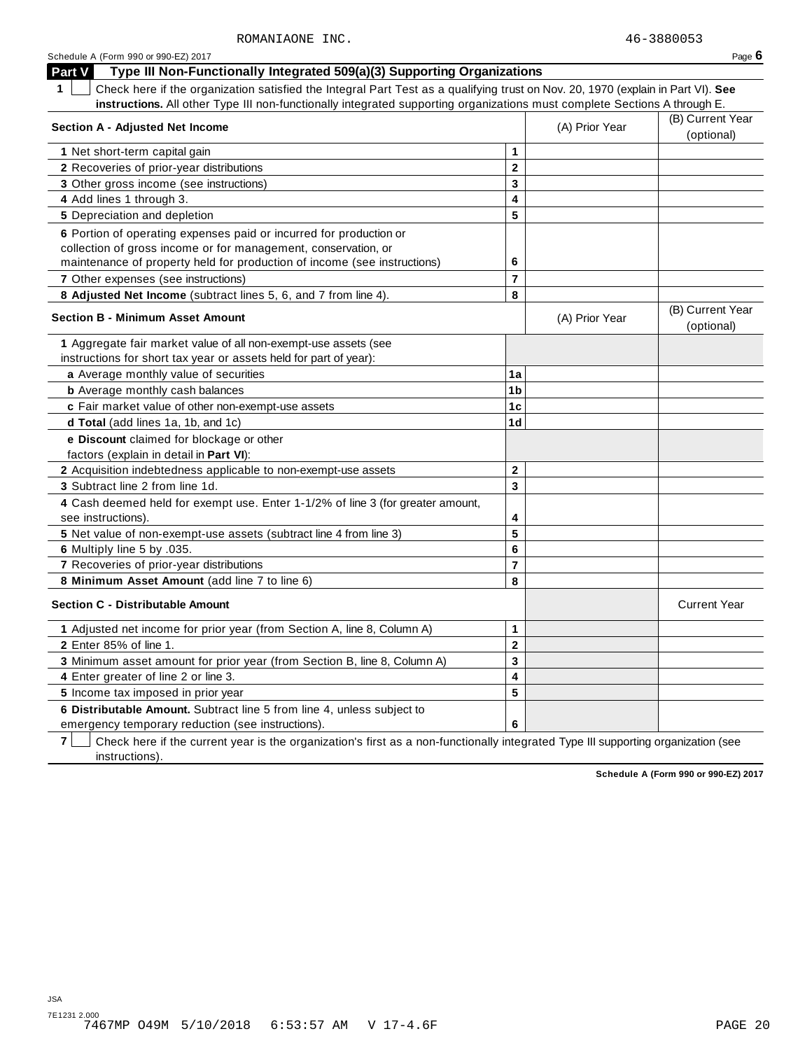ROMANIAONE INC. 46-3880053

Schedule A (Form 990 or 990-EZ) 2017 Page **6**

## Part V Type III Non-Functionally Integrated 509(a)(3) Supporting Organizations

**1** ☐ Check here if the organization satisfied the Integral Part Test as a qualifying trust on Nov. 20, 1970 (explain in Part VI). **See instructions.** All other Type III non-functionally integrated supporting organizations must complete Sections A through E.

| **Section A - Adjusted Net Income** | | (A) Prior Year | (B) Current Year (optional) |
|---|---|---|---|
| **1** Net short-term capital gain | **1** | | |
| **2** Recoveries of prior-year distributions | **2** | | |
| **3** Other gross income (see instructions) | **3** | | |
| **4** Add lines 1 through 3. | **4** | | |
| **5** Depreciation and depletion | **5** | | |
| **6** Portion of operating expenses paid or incurred for production or collection of gross income or for management, conservation, or maintenance of property held for production of income (see instructions) | **6** | | |
| **7** Other expenses (see instructions) | **7** | | |
| **8 Adjusted Net Income** (subtract lines 5, 6, and 7 from line 4). | **8** | | |

| **Section B - Minimum Asset Amount** | | (A) Prior Year | (B) Current Year (optional) |
|---|---|---|---|
| **1** Aggregate fair market value of all non-exempt-use assets (see instructions for short tax year or assets held for part of year): | | | |
| **a** Average monthly value of securities | **1a** | | |
| **b** Average monthly cash balances | **1b** | | |
| **c** Fair market value of other non-exempt-use assets | **1c** | | |
| **d Total** (add lines 1a, 1b, and 1c) | **1d** | | |
| **e Discount** claimed for blockage or other factors (explain in detail in **Part VI**): | | | |
| **2** Acquisition indebtedness applicable to non-exempt-use assets | **2** | | |
| **3** Subtract line 2 from line 1d. | **3** | | |
| **4** Cash deemed held for exempt use. Enter 1-1/2% of line 3 (for greater amount, see instructions). | **4** | | |
| **5** Net value of non-exempt-use assets (subtract line 4 from line 3) | **5** | | |
| **6** Multiply line 5 by .035. | **6** | | |
| **7** Recoveries of prior-year distributions | **7** | | |
| **8 Minimum Asset Amount** (add line 7 to line 6) | **8** | | |

| **Section C - Distributable Amount** | | | Current Year |
|---|---|---|---|
| **1** Adjusted net income for prior year (from Section A, line 8, Column A) | **1** | | |
| **2** Enter 85% of line 1. | **2** | | |
| **3** Minimum asset amount for prior year (from Section B, line 8, Column A) | **3** | | |
| **4** Enter greater of line 2 or line 3. | **4** | | |
| **5** Income tax imposed in prior year | **5** | | |
| **6 Distributable Amount.** Subtract line 5 from line 4, unless subject to emergency temporary reduction (see instructions). | **6** | | |

**7** ☐ Check here if the current year is the organization's first as a non-functionally integrated Type III supporting organization (see instructions).

**Schedule A (Form 990 or 990-EZ) 2017**

JSA
7E1231 2.000
7467MP O49M 5/10/2018 6:53:57 AM V 17-4.6F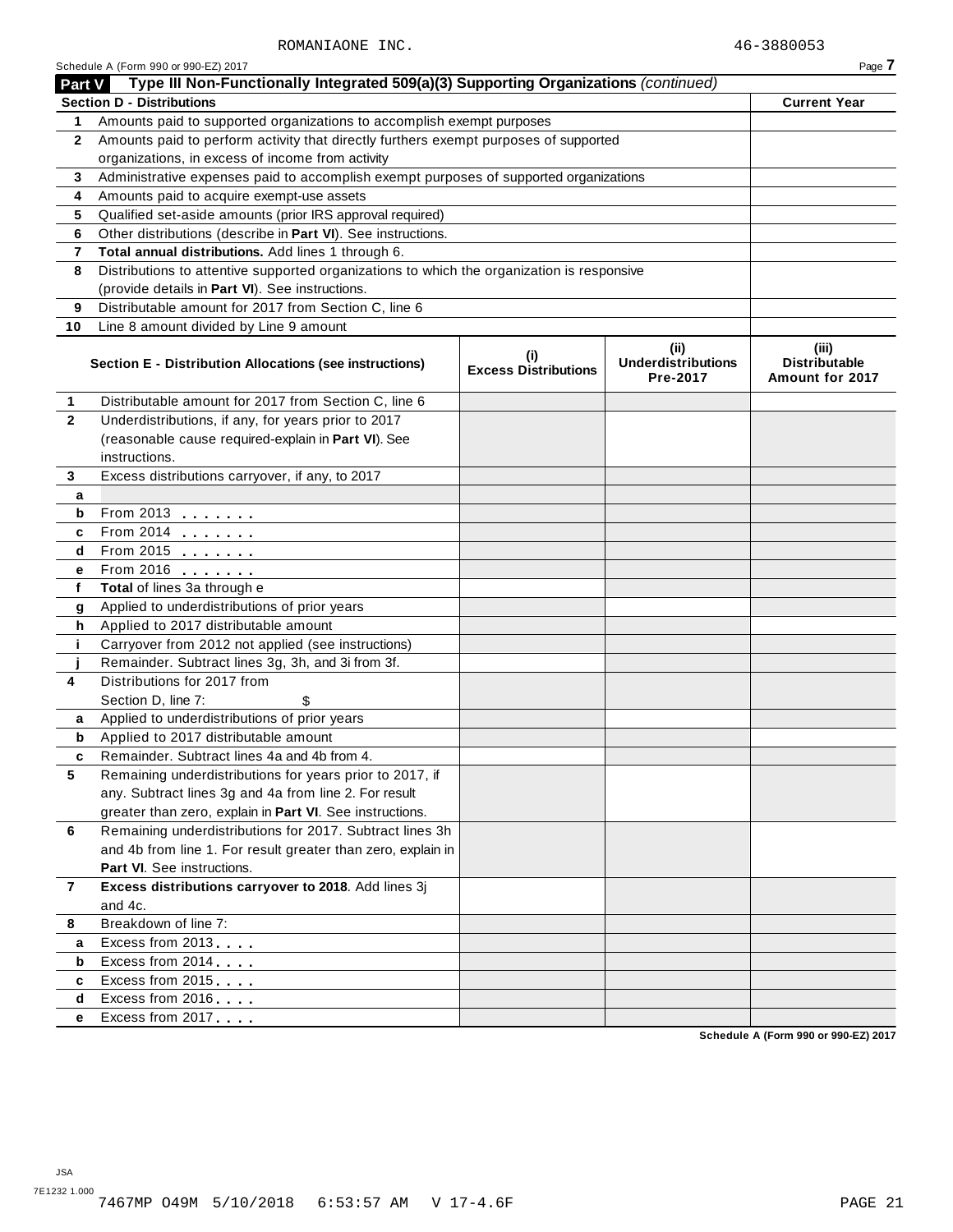ROMANIAONE INC. 46-3880053

Schedule A (Form 990 or 990-EZ) 2017

## Part V Type III Non-Functionally Integrated 509(a)(3) Supporting Organizations *(continued)*

| Section D - Distributions | | Current Year |
|---|---|---|
| 1 | Amounts paid to supported organizations to accomplish exempt purposes | |
| 2 | Amounts paid to perform activity that directly furthers exempt purposes of supported organizations, in excess of income from activity | |
| 3 | Administrative expenses paid to accomplish exempt purposes of supported organizations | |
| 4 | Amounts paid to acquire exempt-use assets | |
| 5 | Qualified set-aside amounts (prior IRS approval required) | |
| 6 | Other distributions (describe in **Part VI**). See instructions. | |
| 7 | **Total annual distributions.** Add lines 1 through 6. | |
| 8 | Distributions to attentive supported organizations to which the organization is responsive (provide details in **Part VI**). See instructions. | |
| 9 | Distributable amount for 2017 from Section C, line 6 | |
| 10 | Line 8 amount divided by Line 9 amount | |

| | Section E - Distribution Allocations (see instructions) | (i) Excess Distributions | (ii) Underdistributions Pre-2017 | (iii) Distributable Amount for 2017 |
|---|---|---|---|---|
| 1 | Distributable amount for 2017 from Section C, line 6 | | | |
| 2 | Underdistributions, if any, for years prior to 2017 (reasonable cause required-explain in **Part VI**). See instructions. | | | |
| 3 | Excess distributions carryover, if any, to 2017 | | | |
| a | | | | |
| b | From 2013 | | | |
| c | From 2014 | | | |
| d | From 2015 | | | |
| e | From 2016 | | | |
| f | **Total** of lines 3a through e | | | |
| g | Applied to underdistributions of prior years | | | |
| h | Applied to 2017 distributable amount | | | |
| i | Carryover from 2012 not applied (see instructions) | | | |
| j | Remainder. Subtract lines 3g, 3h, and 3i from 3f. | | | |
| 4 | Distributions for 2017 from Section D, line 7: $ | | | |
| a | Applied to underdistributions of prior years | | | |
| b | Applied to 2017 distributable amount | | | |
| c | Remainder. Subtract lines 4a and 4b from 4. | | | |
| 5 | Remaining underdistributions for years prior to 2017, if any. Subtract lines 3g and 4a from line 2. For result greater than zero, explain in **Part VI**. See instructions. | | | |
| 6 | Remaining underdistributions for 2017. Subtract lines 3h and 4b from line 1. For result greater than zero, explain in **Part VI**. See instructions. | | | |
| 7 | **Excess distributions carryover to 2018**. Add lines 3j and 4c. | | | |
| 8 | Breakdown of line 7: | | | |
| a | Excess from 2013 | | | |
| b | Excess from 2014 | | | |
| c | Excess from 2015 | | | |
| d | Excess from 2016 | | | |
| e | Excess from 2017 | | | |

Schedule A (Form 990 or 990-EZ) 2017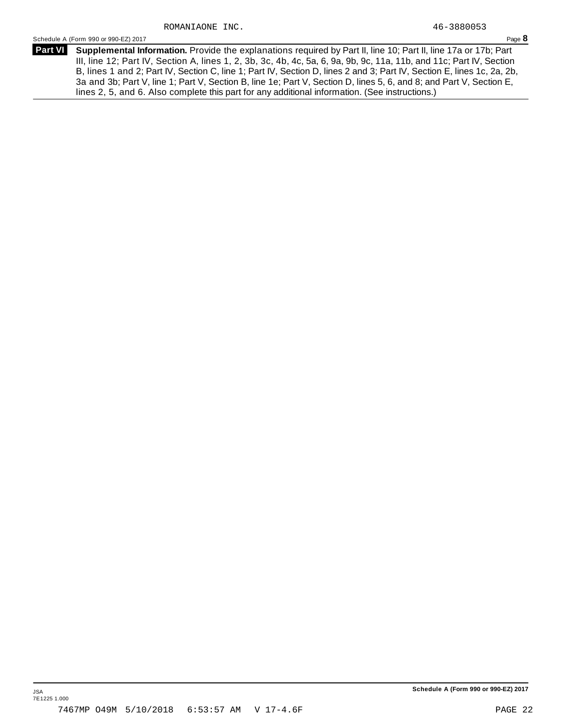ROMANIAONE INC. 46-3880053

Schedule A (Form 990 or 990-EZ) 2017 Page **8**

**Part VI** **Supplemental Information.** Provide the explanations required by Part II, line 10; Part II, line 17a or 17b; Part III, line 12; Part IV, Section A, lines 1, 2, 3b, 3c, 4b, 4c, 5a, 6, 9a, 9b, 9c, 11a, 11b, and 11c; Part IV, Section B, lines 1 and 2; Part IV, Section C, line 1; Part IV, Section D, lines 2 and 3; Part IV, Section E, lines 1c, 2a, 2b, 3a and 3b; Part V, line 1; Part V, Section B, line 1e; Part V, Section D, lines 5, 6, and 8; and Part V, Section E, lines 2, 5, and 6. Also complete this part for any additional information. (See instructions.)

**Schedule A (Form 990 or 990-EZ) 2017**

JSA
7E1225 1.000

7467MP O49M 5/10/2018 6:53:57 AM V 17-4.6F PAGE 22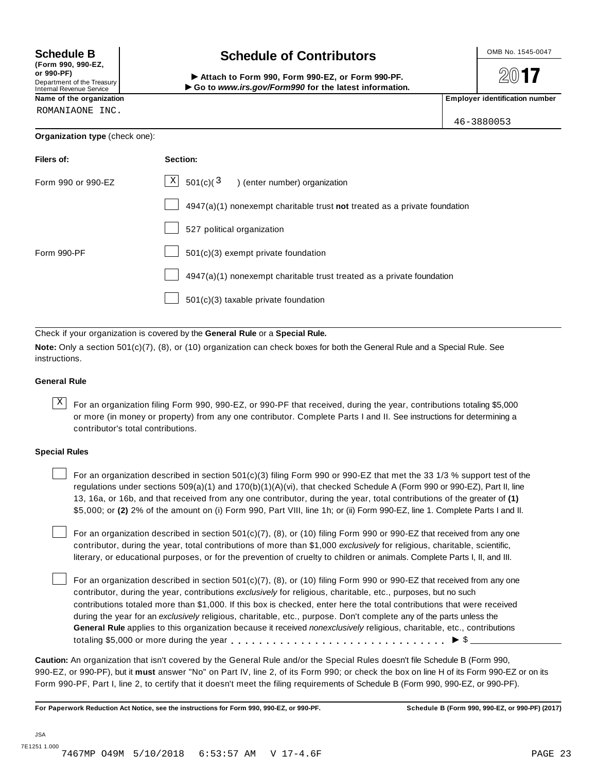**Schedule B**
**(Form 990, 990-EZ, or 990-PF)**
Department of the Treasury
Internal Revenue Service

# Schedule of Contributors

▶ **Attach to Form 990, Form 990-EZ, or Form 990-PF.**
▶ **Go to *www.irs.gov/Form990* for the latest information.**

OMB No. 1545-0047

**2017**

**Name of the organization**
ROMANIAONE INC.

**Employer identification number**
46-3880053

**Organization type** (check one):

| **Filers of:** | **Section:** |
|---|---|
| Form 990 or 990-EZ | [X] 501(c)( 3 ) (enter number) organization |
| | [ ] 4947(a)(1) nonexempt charitable trust **not** treated as a private foundation |
| | [ ] 527 political organization |
| Form 990-PF | [ ] 501(c)(3) exempt private foundation |
| | [ ] 4947(a)(1) nonexempt charitable trust treated as a private foundation |
| | [ ] 501(c)(3) taxable private foundation |

Check if your organization is covered by the **General Rule** or a **Special Rule.**

**Note:** Only a section 501(c)(7), (8), or (10) organization can check boxes for both the General Rule and a Special Rule. See instructions.

### General Rule

[X] For an organization filing Form 990, 990-EZ, or 990-PF that received, during the year, contributions totaling $5,000 or more (in money or property) from any one contributor. Complete Parts I and II. See instructions for determining a contributor's total contributions.

### Special Rules

[ ] For an organization described in section 501(c)(3) filing Form 990 or 990-EZ that met the 33 1/3 % support test of the regulations under sections 509(a)(1) and 170(b)(1)(A)(vi), that checked Schedule A (Form 990 or 990-EZ), Part II, line 13, 16a, or 16b, and that received from any one contributor, during the year, total contributions of the greater of **(1)** $5,000; or **(2)** 2% of the amount on (i) Form 990, Part VIII, line 1h; or (ii) Form 990-EZ, line 1. Complete Parts I and II.

[ ] For an organization described in section 501(c)(7), (8), or (10) filing Form 990 or 990-EZ that received from any one contributor, during the year, total contributions of more than $1,000 *exclusively* for religious, charitable, scientific, literary, or educational purposes, or for the prevention of cruelty to children or animals. Complete Parts I, II, and III.

[ ] For an organization described in section 501(c)(7), (8), or (10) filing Form 990 or 990-EZ that received from any one contributor, during the year, contributions *exclusively* for religious, charitable, etc., purposes, but no such contributions totaled more than $1,000. If this box is checked, enter here the total contributions that were received during the year for an *exclusively* religious, charitable, etc., purpose. Don't complete any of the parts unless the **General Rule** applies to this organization because it received *nonexclusively* religious, charitable, etc., contributions totaling $5,000 or more during the year . . . . . . . . . . . . . . . . . . . . . . . . . . . . . ▶ $ __________

**Caution:** An organization that isn't covered by the General Rule and/or the Special Rules doesn't file Schedule B (Form 990, 990-EZ, or 990-PF), but it **must** answer "No" on Part IV, line 2, of its Form 990; or check the box on line H of its Form 990-EZ or on its Form 990-PF, Part I, line 2, to certify that it doesn't meet the filing requirements of Schedule B (Form 990, 990-EZ, or 990-PF).

**For Paperwork Reduction Act Notice, see the instructions for Form 990, 990-EZ, or 990-PF.** **Schedule B (Form 990, 990-EZ, or 990-PF) (2017)**

JSA
7E1251 1.000
7467MP O49M 5/10/2018 6:53:57 AM V 17-4.6F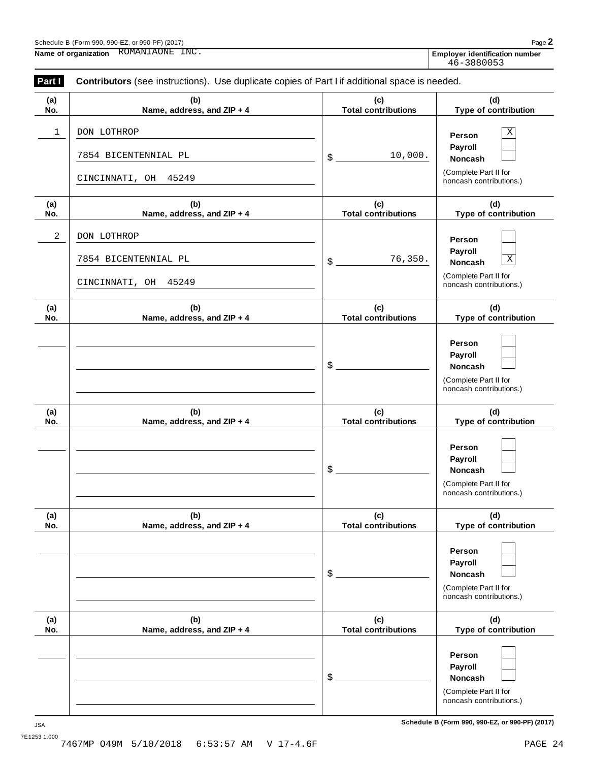Schedule B (Form 990, 990-EZ, or 990-PF) (2017)

**Name of organization** ROMANIAONE INC.

**Employer identification number** 46-3880053

**Part I** **Contributors** (see instructions). Use duplicate copies of Part I if additional space is needed.

| (a) No. | (b) Name, address, and ZIP + 4 | (c) Total contributions | (d) Type of contribution |
|---|---|---|---|
| 1 | DON LOTHROP<br>7854 BICENTENNIAL PL<br>CINCINNATI, OH 45249 | $ 10,000. | Person [X]<br>Payroll [ ]<br>Noncash [ ]<br>(Complete Part II for noncash contributions.) |
| 2 | DON LOTHROP<br>7854 BICENTENNIAL PL<br>CINCINNATI, OH 45249 | $ 76,350. | Person [ ]<br>Payroll [ ]<br>Noncash [X]<br>(Complete Part II for noncash contributions.) |
| | | $ | Person [ ]<br>Payroll [ ]<br>Noncash [ ]<br>(Complete Part II for noncash contributions.) |
| | | $ | Person [ ]<br>Payroll [ ]<br>Noncash [ ]<br>(Complete Part II for noncash contributions.) |
| | | $ | Person [ ]<br>Payroll [ ]<br>Noncash [ ]<br>(Complete Part II for noncash contributions.) |
| | | $ | Person [ ]<br>Payroll [ ]<br>Noncash [ ]<br>(Complete Part II for noncash contributions.) |

JSA
7E1253 1.000

**Schedule B (Form 990, 990-EZ, or 990-PF) (2017)**

7467MP O49M 5/10/2018 6:53:57 AM V 17-4.6F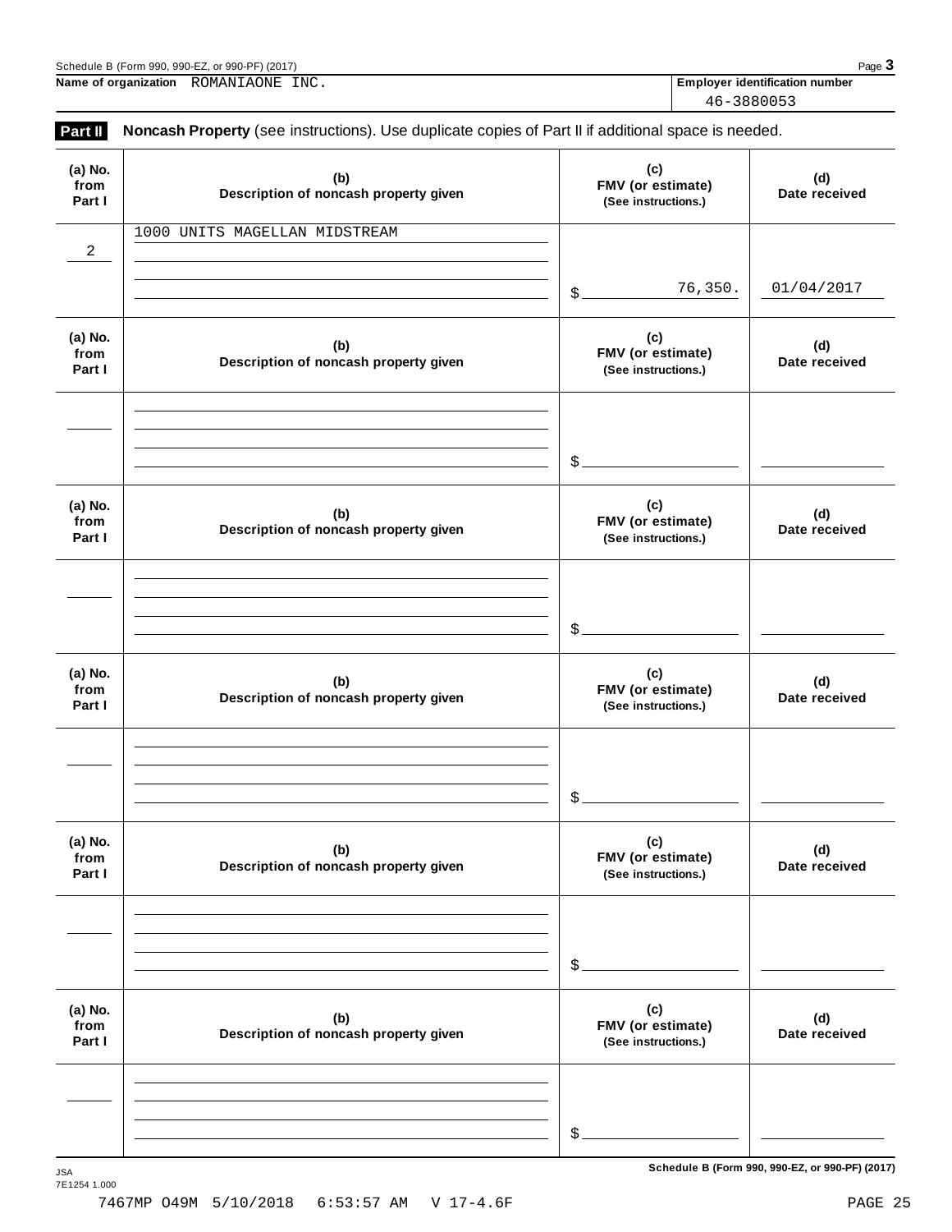Name of organization ROMANIAONE INC.

**Employer identification number** 46-3880053

## Part II **Noncash Property** (see instructions). Use duplicate copies of Part II if additional space is needed.

| (a) No. from Part I | (b) Description of noncash property given | (c) FMV (or estimate) (See instructions.) | (d) Date received |
|---|---|---|---|
| 2 | 1000 UNITS MAGELLAN MIDSTREAM | $ 76,350. | 01/04/2017 |
| | | $ | |
| | | $ | |
| | | $ | |
| | | $ | |
| | | $ | |

**Schedule B (Form 990, 990-EZ, or 990-PF) (2017)**

JSA
7E1254 1.000

7467MP O49M 5/10/2018 6:53:57 AM V 17-4.6F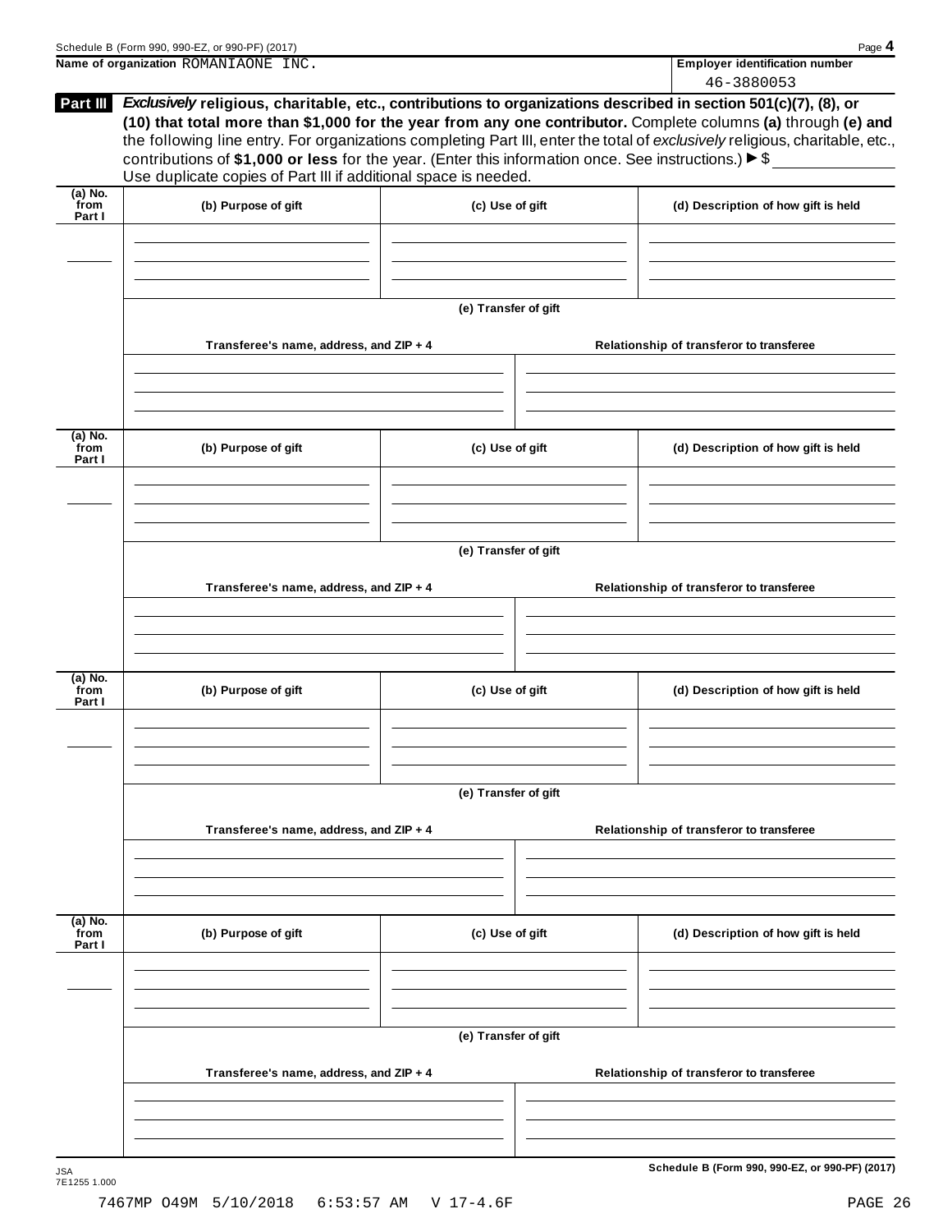Name of organization ROMANIAONE INC.

**Employer identification number**
46-3880053

**Part III** ***Exclusively*** **religious, charitable, etc., contributions to organizations described in section 501(c)(7), (8), or (10) that total more than $1,000 for the year from any one contributor.** Complete columns **(a)** through **(e) and** the following line entry. For organizations completing Part III, enter the total of *exclusively* religious, charitable, etc., contributions of **$1,000 or less** for the year. (Enter this information once. See instructions.) ▶ $ ____________
Use duplicate copies of Part III if additional space is needed.

| (a) No. from Part I | (b) Purpose of gift | (c) Use of gift | (d) Description of how gift is held |
|---|---|---|---|
| | | | |

**(e) Transfer of gift**

| Transferee's name, address, and ZIP + 4 | Relationship of transferor to transferee |
|---|---|
| | |

| (a) No. from Part I | (b) Purpose of gift | (c) Use of gift | (d) Description of how gift is held |
|---|---|---|---|
| | | | |

**(e) Transfer of gift**

| Transferee's name, address, and ZIP + 4 | Relationship of transferor to transferee |
|---|---|
| | |

| (a) No. from Part I | (b) Purpose of gift | (c) Use of gift | (d) Description of how gift is held |
|---|---|---|---|
| | | | |

**(e) Transfer of gift**

| Transferee's name, address, and ZIP + 4 | Relationship of transferor to transferee |
|---|---|
| | |

| (a) No. from Part I | (b) Purpose of gift | (c) Use of gift | (d) Description of how gift is held |
|---|---|---|---|
| | | | |

**(e) Transfer of gift**

| Transferee's name, address, and ZIP + 4 | Relationship of transferor to transferee |
|---|---|
| | |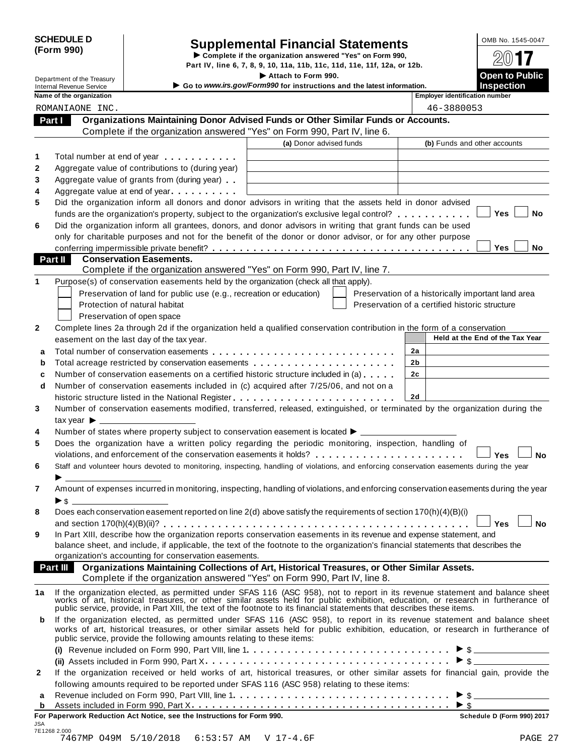**SCHEDULE D (Form 990)**

Department of the Treasury
Internal Revenue Service

# Supplemental Financial Statements

▶ Complete if the organization answered "Yes" on Form 990, Part IV, line 6, 7, 8, 9, 10, 11a, 11b, 11c, 11d, 11e, 11f, 12a, or 12b.
▶ Attach to Form 990.
▶ Go to *www.irs.gov/Form990* for instructions and the latest information.

OMB No. 1545-0047
2017
**Open to Public Inspection**

| Name of the organization | Employer identification number |
|---|---|
| ROMANIAONE INC. | 46-3880053 |

## Part I Organizations Maintaining Donor Advised Funds or Other Similar Funds or Accounts.

Complete if the organization answered "Yes" on Form 990, Part IV, line 6.

| | | (a) Donor advised funds | (b) Funds and other accounts |
|---|---|---|---|
| 1 | Total number at end of year | | |
| 2 | Aggregate value of contributions to (during year) | | |
| 3 | Aggregate value of grants from (during year) | | |
| 4 | Aggregate value at end of year | | |

5 Did the organization inform all donors and donor advisors in writing that the assets held in donor advised funds are the organization's property, subject to the organization's exclusive legal control? ☐ Yes ☐ No

6 Did the organization inform all grantees, donors, and donor advisors in writing that grant funds can be used only for charitable purposes and not for the benefit of the donor or donor advisor, or for any other purpose conferring impermissible private benefit? ☐ Yes ☐ No

## Part II Conservation Easements.

Complete if the organization answered "Yes" on Form 990, Part IV, line 7.

1 Purpose(s) of conservation easements held by the organization (check all that apply).

- ☐ Preservation of land for public use (e.g., recreation or education)
- ☐ Protection of natural habitat
- ☐ Preservation of open space
- ☐ Preservation of a historically important land area
- ☐ Preservation of a certified historic structure

2 Complete lines 2a through 2d if the organization held a qualified conservation contribution in the form of a conservation easement on the last day of the tax year.

| | | | Held at the End of the Tax Year |
|---|---|---|---|
| a | Total number of conservation easements | 2a | |
| b | Total acreage restricted by conservation easements | 2b | |
| c | Number of conservation easements on a certified historic structure included in (a) | 2c | |
| d | Number of conservation easements included in (c) acquired after 7/25/06, and not on a historic structure listed in the National Register | 2d | |

3 Number of conservation easements modified, transferred, released, extinguished, or terminated by the organization during the tax year ▶ \_\_\_\_\_\_\_\_

4 Number of states where property subject to conservation easement is located ▶ \_\_\_\_\_\_\_\_

5 Does the organization have a written policy regarding the periodic monitoring, inspection, handling of violations, and enforcement of the conservation easements it holds? ☐ Yes ☐ No

6 Staff and volunteer hours devoted to monitoring, inspecting, handling of violations, and enforcing conservation easements during the year ▶ \_\_\_\_\_\_\_\_

7 Amount of expenses incurred in monitoring, inspecting, handling of violations, and enforcing conservation easements during the year ▶ $ \_\_\_\_\_\_\_\_

8 Does each conservation easement reported on line 2(d) above satisfy the requirements of section 170(h)(4)(B)(i) and section 170(h)(4)(B)(ii)? ☐ Yes ☐ No

9 In Part XIII, describe how the organization reports conservation easements in its revenue and expense statement, and balance sheet, and include, if applicable, the text of the footnote to the organization's financial statements that describes the organization's accounting for conservation easements.

## Part III Organizations Maintaining Collections of Art, Historical Treasures, or Other Similar Assets.

Complete if the organization answered "Yes" on Form 990, Part IV, line 8.

1a If the organization elected, as permitted under SFAS 116 (ASC 958), not to report in its revenue statement and balance sheet works of art, historical treasures, or other similar assets held for public exhibition, education, or research in furtherance of public service, provide, in Part XIII, the text of the footnote to its financial statements that describes these items.

b If the organization elected, as permitted under SFAS 116 (ASC 958), to report in its revenue statement and balance sheet works of art, historical treasures, or other similar assets held for public exhibition, education, or research in furtherance of public service, provide the following amounts relating to these items:

(i) Revenue included on Form 990, Part VIII, line 1 ▶ $ \_\_\_\_\_\_\_\_

(ii) Assets included in Form 990, Part X ▶ $ \_\_\_\_\_\_\_\_

2 If the organization received or held works of art, historical treasures, or other similar assets for financial gain, provide the following amounts required to be reported under SFAS 116 (ASC 958) relating to these items:

a Revenue included on Form 990, Part VIII, line 1 ▶ $ \_\_\_\_\_\_\_\_

b Assets included in Form 990, Part X ▶ $ \_\_\_\_\_\_\_\_

**For Paperwork Reduction Act Notice, see the Instructions for Form 990.** Schedule D (Form 990) 2017

JSA
7E1268 2.000
7467MP O49M 5/10/2018 6:53:57 AM V 17-4.6F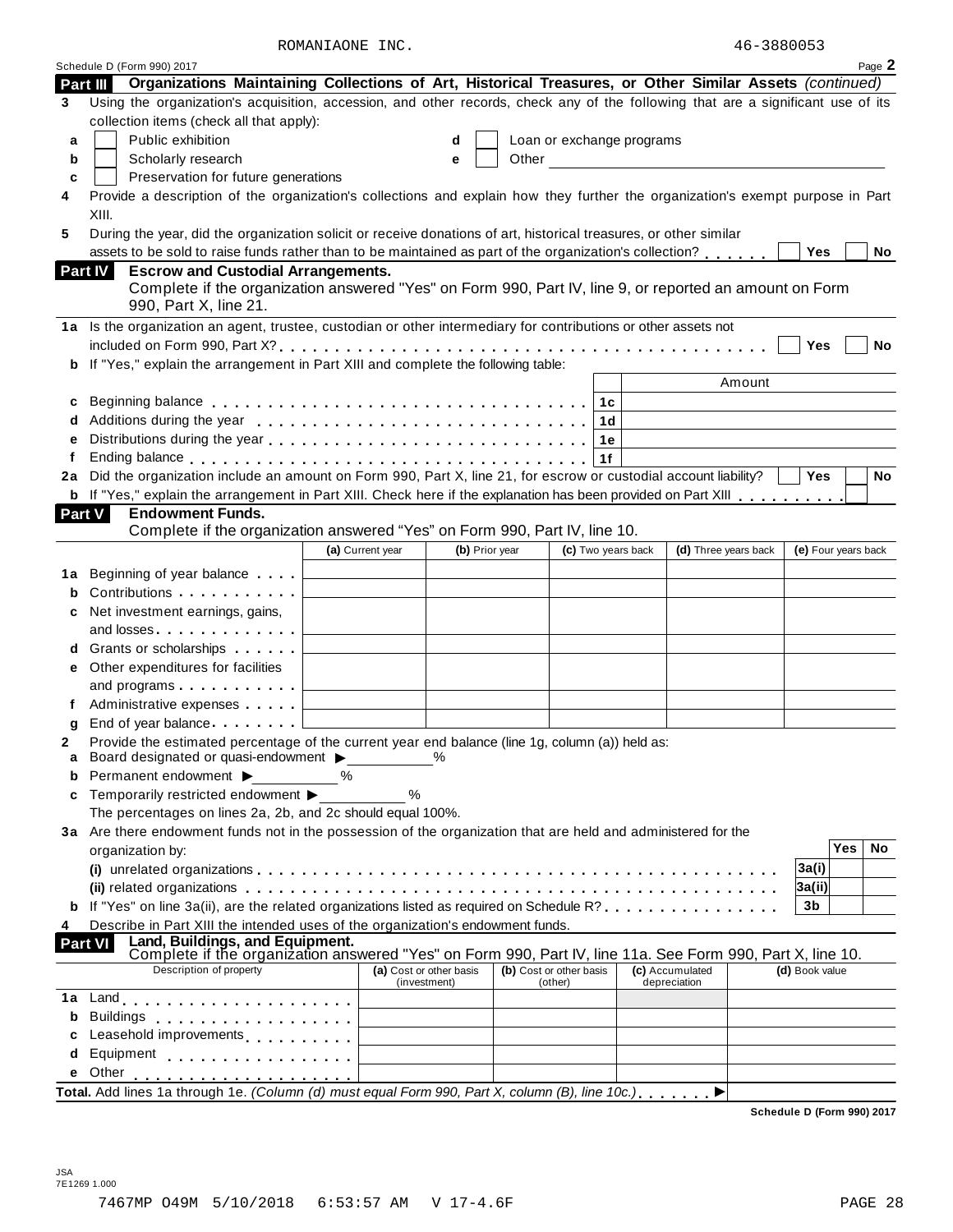ROMANIAONE INC. 46-3880053

Schedule D (Form 990) 2017 Page **2**

## Part III Organizations Maintaining Collections of Art, Historical Treasures, or Other Similar Assets *(continued)*

**3** Using the organization's acquisition, accession, and other records, check any of the following that are a significant use of its collection items (check all that apply):

- **a** ☐ Public exhibition
- **b** ☐ Scholarly research
- **c** ☐ Preservation for future generations
- **d** ☐ Loan or exchange programs
- **e** ☐ Other

**4** Provide a description of the organization's collections and explain how they further the organization's exempt purpose in Part XIII.

**5** During the year, did the organization solicit or receive donations of art, historical treasures, or other similar assets to be sold to raise funds rather than to be maintained as part of the organization's collection? ☐ Yes ☐ No

## Part IV Escrow and Custodial Arrangements.

Complete if the organization answered "Yes" on Form 990, Part IV, line 9, or reported an amount on Form 990, Part X, line 21.

**1a** Is the organization an agent, trustee, custodian or other intermediary for contributions or other assets not included on Form 990, Part X? ☐ Yes ☐ No

**b** If "Yes," explain the arrangement in Part XIII and complete the following table:

| | | | Amount |
|---|---|---|---|
| **c** | Beginning balance | 1c | |
| **d** | Additions during the year | 1d | |
| **e** | Distributions during the year | 1e | |
| **f** | Ending balance | 1f | |

**2a** Did the organization include an amount on Form 990, Part X, line 21, for escrow or custodial account liability? ☐ Yes ☐ No

**b** If "Yes," explain the arrangement in Part XIII. Check here if the explanation has been provided on Part XIII ☐

## Part V Endowment Funds.

Complete if the organization answered "Yes" on Form 990, Part IV, line 10.

| | | (a) Current year | (b) Prior year | (c) Two years back | (d) Three years back | (e) Four years back |
|---|---|---|---|---|---|---|
| **1a** | Beginning of year balance | | | | | |
| **b** | Contributions | | | | | |
| **c** | Net investment earnings, gains, and losses | | | | | |
| **d** | Grants or scholarships | | | | | |
| **e** | Other expenditures for facilities and programs | | | | | |
| **f** | Administrative expenses | | | | | |
| **g** | End of year balance | | | | | |

**2** Provide the estimated percentage of the current year end balance (line 1g, column (a)) held as:

- **a** Board designated or quasi-endowment ▶ ______ %
- **b** Permanent endowment ▶ ______ %
- **c** Temporarily restricted endowment ▶ ______ %

The percentages on lines 2a, 2b, and 2c should equal 100%.

**3a** Are there endowment funds not in the possession of the organization that are held and administered for the organization by:

| | | | Yes | No |
|---|---|---|---|---|
| | **(i)** unrelated organizations | 3a(i) | | |
| | **(ii)** related organizations | 3a(ii) | | |
| **b** | If "Yes" on line 3a(ii), are the related organizations listed as required on Schedule R? | 3b | | |

**4** Describe in Part XIII the intended uses of the organization's endowment funds.

## Part VI Land, Buildings, and Equipment.

Complete if the organization answered "Yes" on Form 990, Part IV, line 11a. See Form 990, Part X, line 10.

| | Description of property | (a) Cost or other basis (investment) | (b) Cost or other basis (other) | (c) Accumulated depreciation | (d) Book value |
|---|---|---|---|---|---|
| **1a** | Land | | | | |
| **b** | Buildings | | | | |
| **c** | Leasehold improvements | | | | |
| **d** | Equipment | | | | |
| **e** | Other | | | | |

**Total.** Add lines 1a through 1e. *(Column (d) must equal Form 990, Part X, column (B), line 10c.)* ▶

**Schedule D (Form 990) 2017**

JSA
7E1269 1.000

7467MP O49M 5/10/2018 6:53:57 AM V 17-4.6F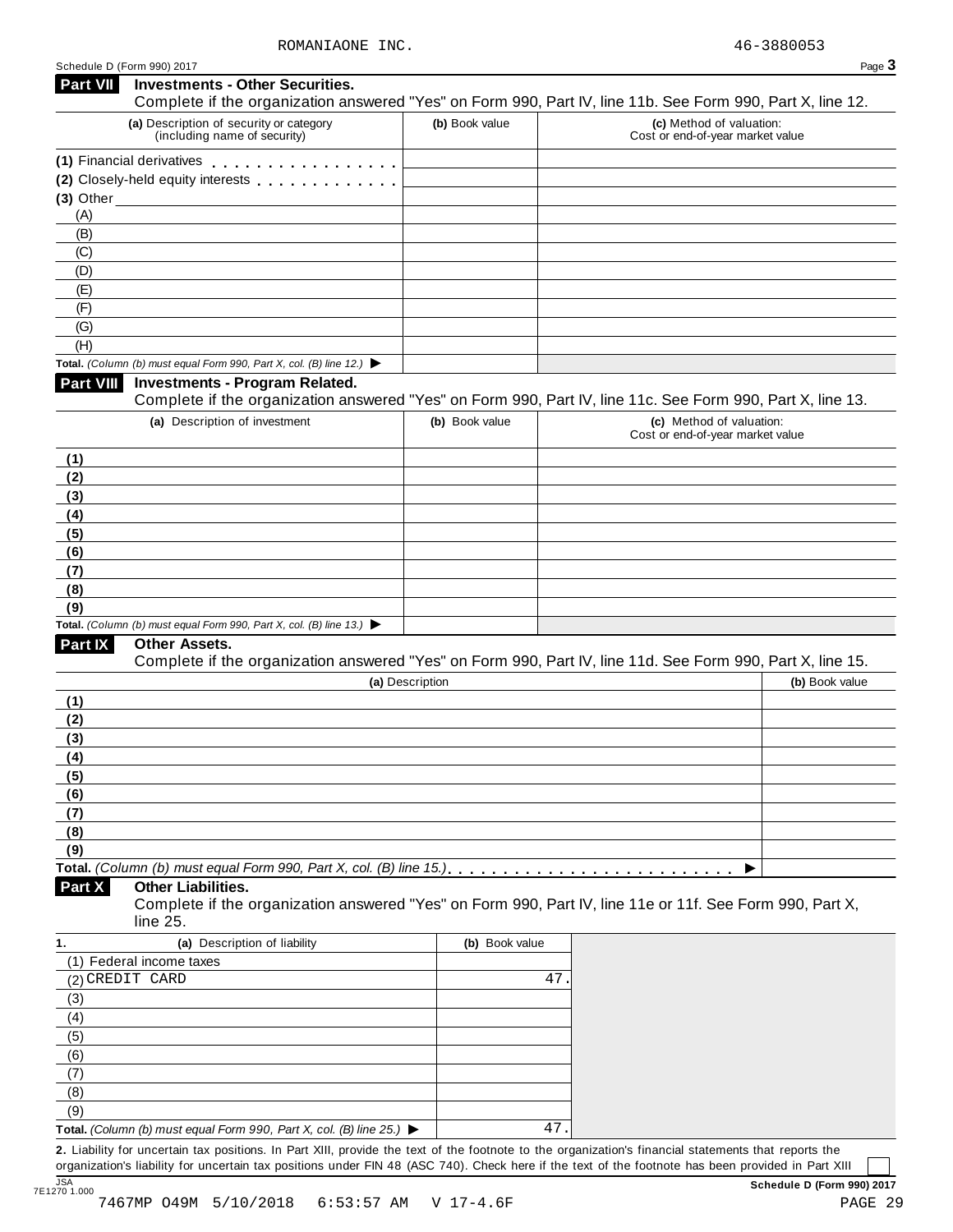ROMANIAONE INC. 46-3880053

Schedule D (Form 990) 2017

## Part VII Investments - Other Securities.

Complete if the organization answered "Yes" on Form 990, Part IV, line 11b. See Form 990, Part X, line 12.

| (a) Description of security or category (including name of security) | (b) Book value | (c) Method of valuation: Cost or end-of-year market value |
|---|---|---|
| (1) Financial derivatives | | |
| (2) Closely-held equity interests | | |
| (3) Other | | |
| (A) | | |
| (B) | | |
| (C) | | |
| (D) | | |
| (E) | | |
| (F) | | |
| (G) | | |
| (H) | | |
| **Total.** *(Column (b) must equal Form 990, Part X, col. (B) line 12.)* ▶ | | |

## Part VIII Investments - Program Related.

Complete if the organization answered "Yes" on Form 990, Part IV, line 11c. See Form 990, Part X, line 13.

| (a) Description of investment | (b) Book value | (c) Method of valuation: Cost or end-of-year market value |
|---|---|---|
| (1) | | |
| (2) | | |
| (3) | | |
| (4) | | |
| (5) | | |
| (6) | | |
| (7) | | |
| (8) | | |
| (9) | | |
| **Total.** *(Column (b) must equal Form 990, Part X, col. (B) line 13.)* ▶ | | |

## Part IX Other Assets.

Complete if the organization answered "Yes" on Form 990, Part IV, line 11d. See Form 990, Part X, line 15.

| (a) Description | (b) Book value |
|---|---|
| (1) | |
| (2) | |
| (3) | |
| (4) | |
| (5) | |
| (6) | |
| (7) | |
| (8) | |
| (9) | |
| **Total.** *(Column (b) must equal Form 990, Part X, col. (B) line 15.)* ▶ | |

## Part X Other Liabilities.

Complete if the organization answered "Yes" on Form 990, Part IV, line 11e or 11f. See Form 990, Part X, line 25.

| 1. (a) Description of liability | (b) Book value |
|---|---|
| (1) Federal income taxes | |
| (2) CREDIT CARD | 47. |
| (3) | |
| (4) | |
| (5) | |
| (6) | |
| (7) | |
| (8) | |
| (9) | |
| **Total.** *(Column (b) must equal Form 990, Part X, col. (B) line 25.)* ▶ | 47. |

**2.** Liability for uncertain tax positions. In Part XIII, provide the text of the footnote to the organization's financial statements that reports the organization's liability for uncertain tax positions under FIN 48 (ASC 740). Check here if the text of the footnote has been provided in Part XIII ☐

JSA 7E1270 1.000 **Schedule D (Form 990) 2017**

7467MP O49M 5/10/2018 6:53:57 AM V 17-4.6F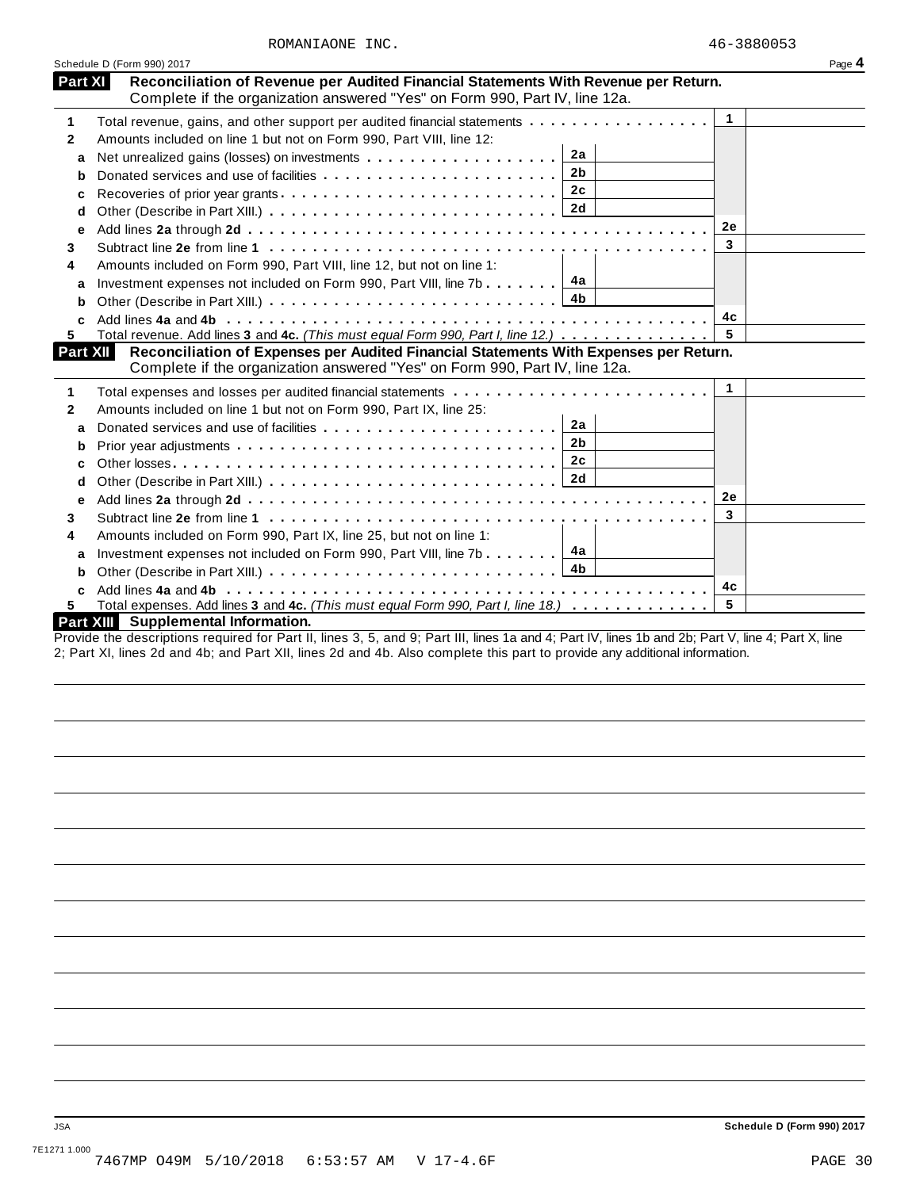ROMANIAONE INC. 46-3880053

Schedule D (Form 990) 2017 Page **4**

## Part XI Reconciliation of Revenue per Audited Financial Statements With Revenue per Return.

Complete if the organization answered "Yes" on Form 990, Part IV, line 12a.

| | | | | | |
|---|---|---|---|---|---|
| **1** | Total revenue, gains, and other support per audited financial statements | | | 1 | |
| **2** | Amounts included on line 1 but not on Form 990, Part VIII, line 12: | | | | |
| **a** | Net unrealized gains (losses) on investments | 2a | | | |
| **b** | Donated services and use of facilities | 2b | | | |
| **c** | Recoveries of prior year grants | 2c | | | |
| **d** | Other (Describe in Part XIII.) | 2d | | | |
| **e** | Add lines **2a** through **2d** | | | 2e | |
| **3** | Subtract line **2e** from line **1** | | | 3 | |
| **4** | Amounts included on Form 990, Part VIII, line 12, but not on line 1: | | | | |
| **a** | Investment expenses not included on Form 990, Part VIII, line 7b | 4a | | | |
| **b** | Other (Describe in Part XIII.) | 4b | | | |
| **c** | Add lines **4a** and **4b** | | | 4c | |
| **5** | Total revenue. Add lines **3** and **4c.** *(This must equal Form 990, Part I, line 12.)* | | | 5 | |

## Part XII Reconciliation of Expenses per Audited Financial Statements With Expenses per Return.

Complete if the organization answered "Yes" on Form 990, Part IV, line 12a.

| | | | | | |
|---|---|---|---|---|---|
| **1** | Total expenses and losses per audited financial statements | | | 1 | |
| **2** | Amounts included on line 1 but not on Form 990, Part IX, line 25: | | | | |
| **a** | Donated services and use of facilities | 2a | | | |
| **b** | Prior year adjustments | 2b | | | |
| **c** | Other losses | 2c | | | |
| **d** | Other (Describe in Part XIII.) | 2d | | | |
| **e** | Add lines **2a** through **2d** | | | 2e | |
| **3** | Subtract line **2e** from line **1** | | | 3 | |
| **4** | Amounts included on Form 990, Part IX, line 25, but not on line 1: | | | | |
| **a** | Investment expenses not included on Form 990, Part VIII, line 7b | 4a | | | |
| **b** | Other (Describe in Part XIII.) | 4b | | | |
| **c** | Add lines **4a** and **4b** | | | 4c | |
| **5** | Total expenses. Add lines **3** and **4c.** *(This must equal Form 990, Part I, line 18.)* | | | 5 | |

## Part XIII Supplemental Information.

Provide the descriptions required for Part II, lines 3, 5, and 9; Part III, lines 1a and 4; Part IV, lines 1b and 2b; Part V, line 4; Part X, line 2; Part XI, lines 2d and 4b; and Part XII, lines 2d and 4b. Also complete this part to provide additional information.

JSA **Schedule D (Form 990) 2017**

7E1271 1.000

7467MP O49M 5/10/2018 6:53:57 AM V 17-4.6F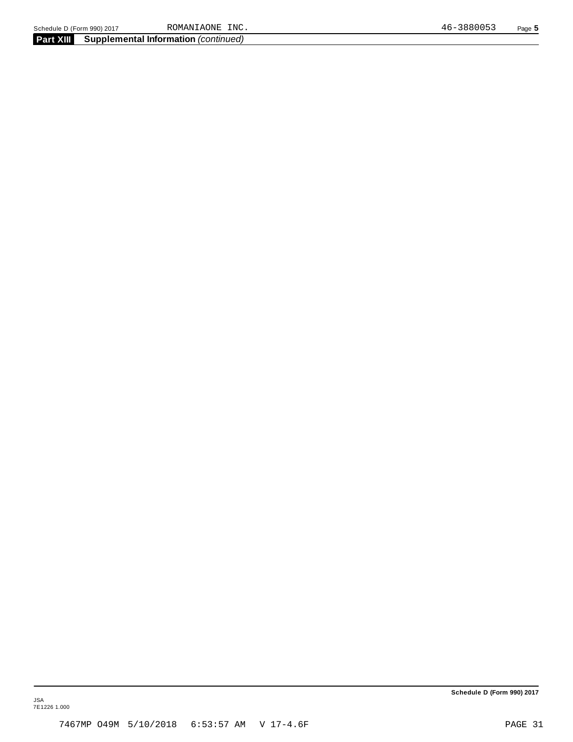**Part XIII** **Supplemental Information** *(continued)*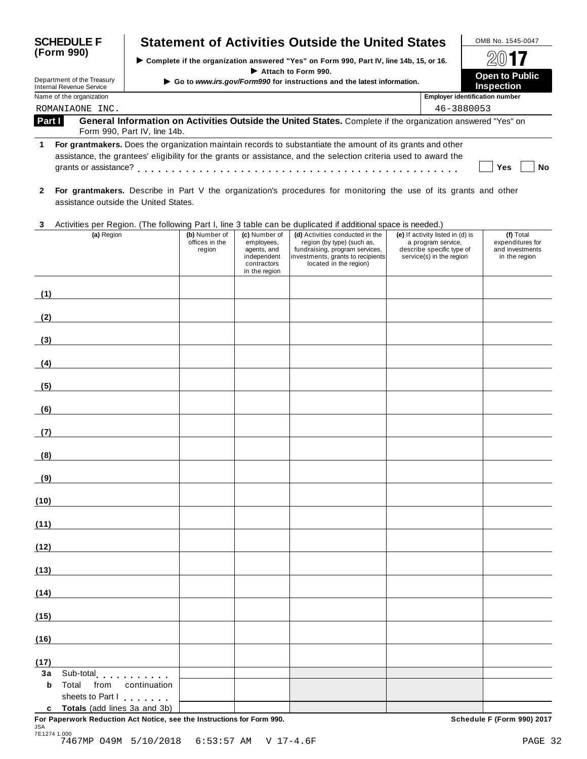**SCHEDULE F (Form 990)**

Department of the Treasury
Internal Revenue Service

# Statement of Activities Outside the United States

▶ Complete if the organization answered "Yes" on Form 990, Part IV, line 14b, 15, or 16.
▶ Attach to Form 990.
▶ Go to *www.irs.gov/Form990* for instructions and the latest information.

OMB No. 1545-0047

**2017**

**Open to Public Inspection**

| Name of the organization | Employer identification number |
|---|---|
| ROMANIAONE INC. | 46-3880053 |

## Part I General Information on Activities Outside the United States. Complete if the organization answered "Yes" on Form 990, Part IV, line 14b.

**1** **For grantmakers.** Does the organization maintain records to substantiate the amount of its grants and other assistance, the grantees' eligibility for the grants or assistance, and the selection criteria used to award the grants or assistance? . . . . . . . . . . . . . . . . . . . . . . . . . . . . . . . . . . . . . . . . . . . . . ☐ Yes ☐ No

**2** **For grantmakers.** Describe in Part V the organization's procedures for monitoring the use of its grants and other assistance outside the United States.

**3** Activities per Region. (The following Part I, line 3 table can be duplicated if additional space is needed.)

| | (a) Region | (b) Number of offices in the region | (c) Number of employees, agents, and independent contractors in the region | (d) Activities conducted in the region (by type) (such as, fundraising, program services, investments, grants to recipients located in the region) | (e) If activity listed in (d) is a program service, describe specific type of service(s) in the region | (f) Total expenditures for and investments in the region |
|---|---|---|---|---|---|---|
| (1) | | | | | | |
| (2) | | | | | | |
| (3) | | | | | | |
| (4) | | | | | | |
| (5) | | | | | | |
| (6) | | | | | | |
| (7) | | | | | | |
| (8) | | | | | | |
| (9) | | | | | | |
| (10) | | | | | | |
| (11) | | | | | | |
| (12) | | | | | | |
| (13) | | | | | | |
| (14) | | | | | | |
| (15) | | | | | | |
| (16) | | | | | | |
| (17) | | | | | | |
| 3a | Sub-total . . . . . . . . . . | | | | | |
| b | Total from continuation sheets to Part I . . . . . . . | | | | | |
| c | **Totals** (add lines 3a and 3b) | | | | | |

**For Paperwork Reduction Act Notice, see the Instructions for Form 990.** **Schedule F (Form 990) 2017**

JSA
7E1274 1.000
7467MP O49M 5/10/2018 6:53:57 AM V 17-4.6F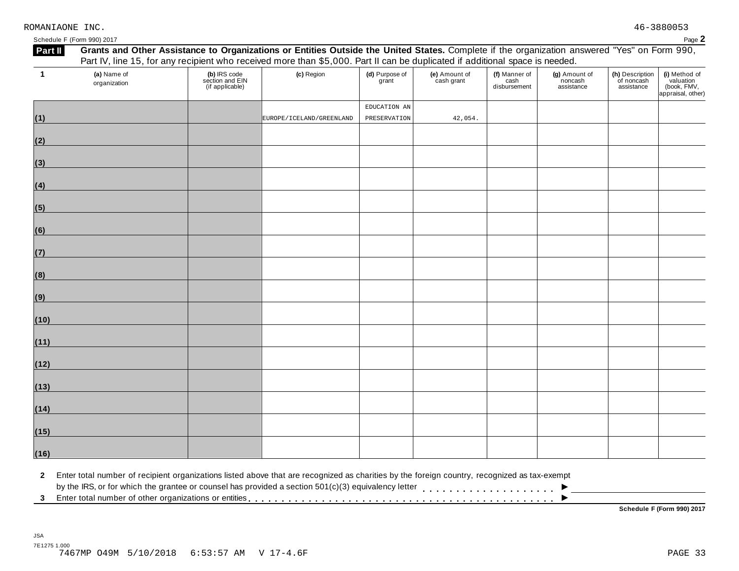ROMANIAONE INC. 46-3880053

Schedule F (Form 990) 2017 Page **2**

**Part II** **Grants and Other Assistance to Organizations or Entities Outside the United States.** Complete if the organization answered "Yes" on Form 990, Part IV, line 15, for any recipient who received more than $5,000. Part II can be duplicated if additional space is needed.

| 1 | (a) Name of organization | (b) IRS code section and EIN (if applicable) | (c) Region | (d) Purpose of grant | (e) Amount of cash grant | (f) Manner of cash disbursement | (g) Amount of noncash assistance | (h) Description of noncash assistance | (i) Method of valuation (book, FMV, appraisal, other) |
|---|---|---|---|---|---|---|---|---|---|
| (1) | | | EUROPE/ICELAND/GREENLAND | EDUCATION AN PRESERVATION | 42,054. | | | | |
| (2) | | | | | | | | | |
| (3) | | | | | | | | | |
| (4) | | | | | | | | | |
| (5) | | | | | | | | | |
| (6) | | | | | | | | | |
| (7) | | | | | | | | | |
| (8) | | | | | | | | | |
| (9) | | | | | | | | | |
| (10) | | | | | | | | | |
| (11) | | | | | | | | | |
| (12) | | | | | | | | | |
| (13) | | | | | | | | | |
| (14) | | | | | | | | | |
| (15) | | | | | | | | | |
| (16) | | | | | | | | | |

**2** Enter total number of recipient organizations listed above that are recognized as charities by the foreign country, recognized as tax-exempt by the IRS, or for which the grantee or counsel has provided a section 501(c)(3) equivalency letter . . . . . . . . . . . . . . . . . . . . ►

**3** Enter total number of other organizations or entities . . . . . . . . . . . . . . . . . . . . . . . . . . . . . . . . . . . . . . . . . . . ►

**Schedule F (Form 990) 2017**

JSA
7E1275 1.000
7467MP O49M 5/10/2018 6:53:57 AM V 17-4.6F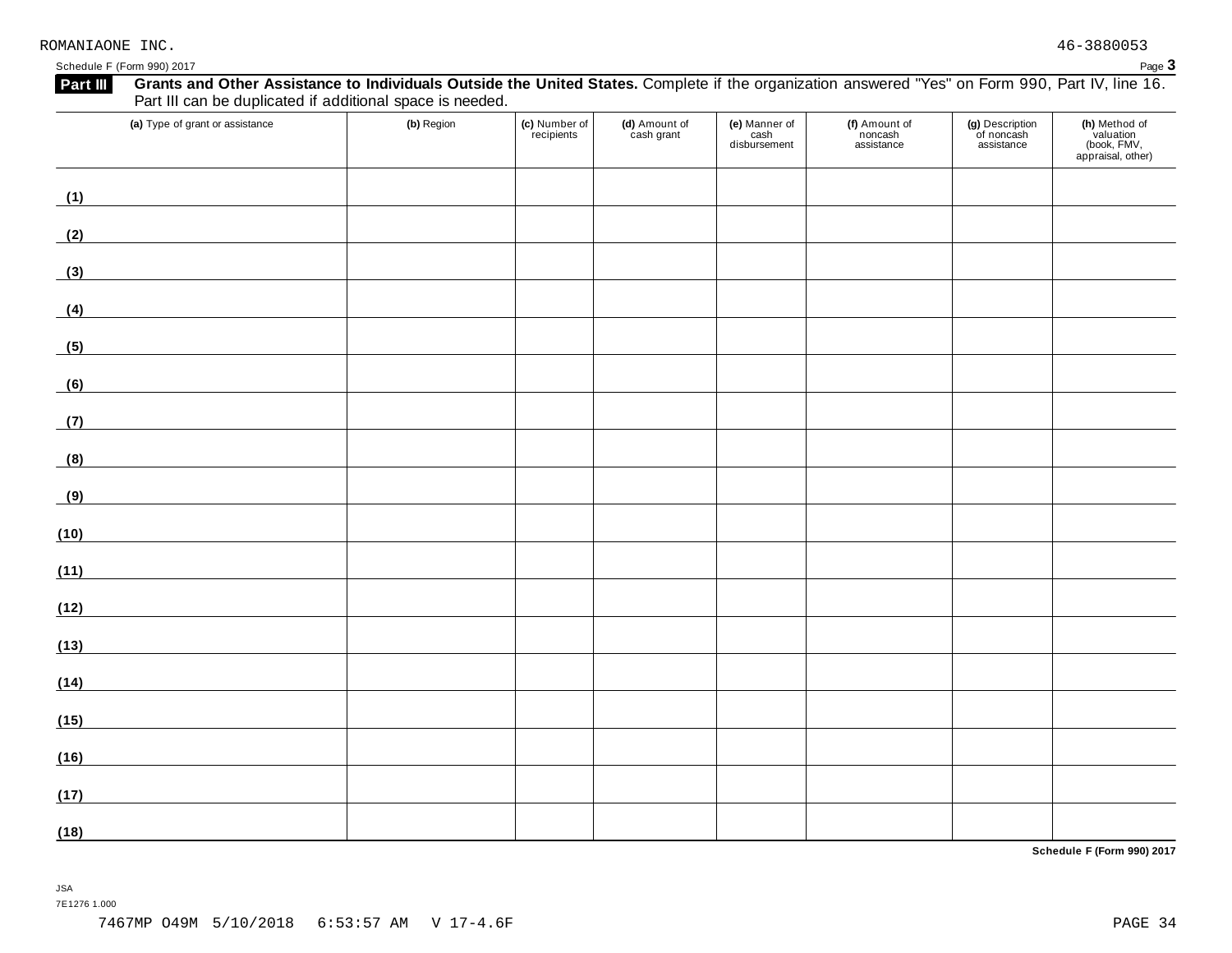ROMANIAONE INC. 46-3880053

Schedule F (Form 990) 2017 Page **3**

**Part III** **Grants and Other Assistance to Individuals Outside the United States.** Complete if the organization answered "Yes" on Form 990, Part IV, line 16. Part III can be duplicated if additional space is needed.

| (a) Type of grant or assistance | (b) Region | (c) Number of recipients | (d) Amount of cash grant | (e) Manner of cash disbursement | (f) Amount of noncash assistance | (g) Description of noncash assistance | (h) Method of valuation (book, FMV, appraisal, other) |
|---|---|---|---|---|---|---|---|
| (1) | | | | | | | |
| (2) | | | | | | | |
| (3) | | | | | | | |
| (4) | | | | | | | |
| (5) | | | | | | | |
| (6) | | | | | | | |
| (7) | | | | | | | |
| (8) | | | | | | | |
| (9) | | | | | | | |
| (10) | | | | | | | |
| (11) | | | | | | | |
| (12) | | | | | | | |
| (13) | | | | | | | |
| (14) | | | | | | | |
| (15) | | | | | | | |
| (16) | | | | | | | |
| (17) | | | | | | | |
| (18) | | | | | | | |

**Schedule F (Form 990) 2017**

JSA
7E1276 1.000
7467MP O49M 5/10/2018 6:53:57 AM V 17-4.6F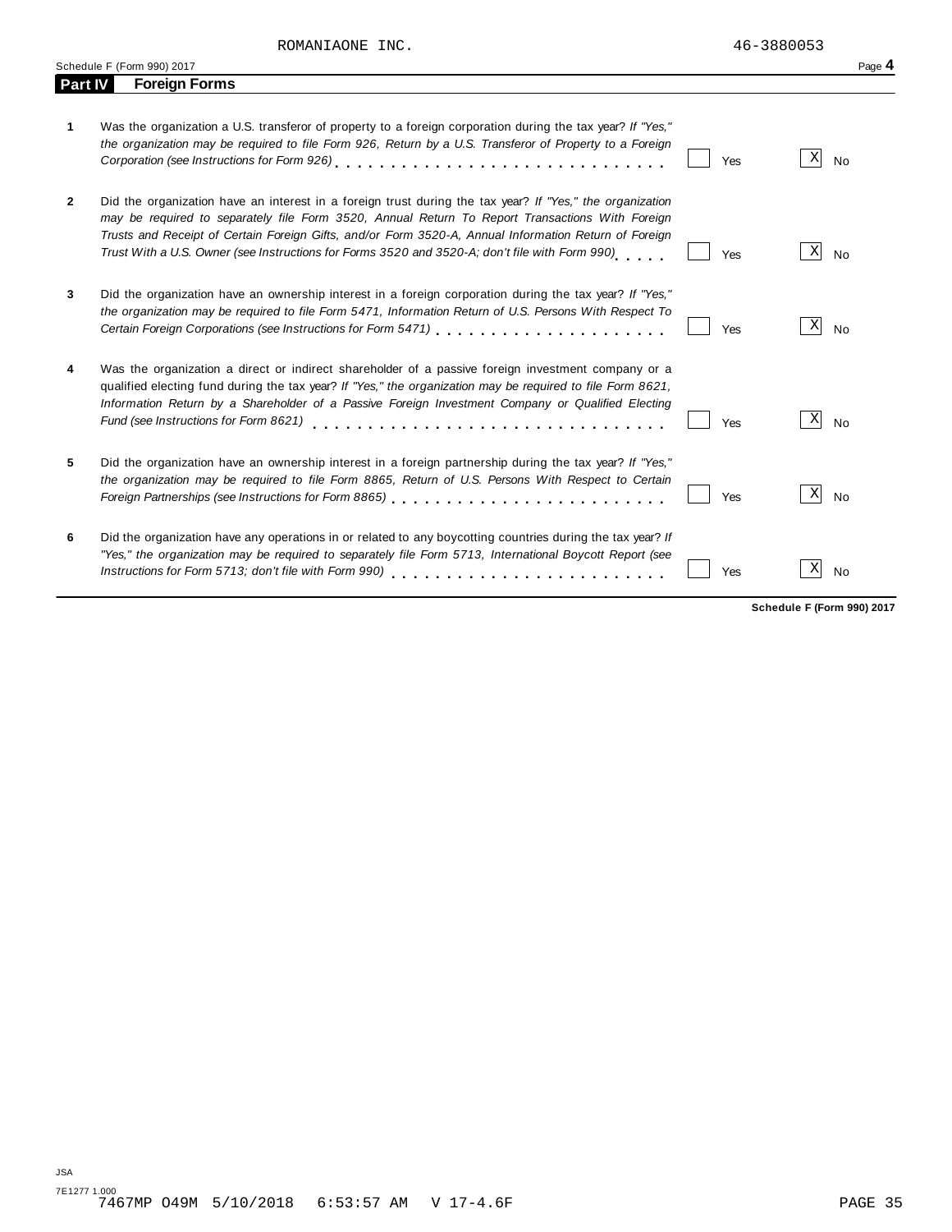ROMANIAONE INC. 46-3880053

Schedule F (Form 990) 2017

## Part IV Foreign Forms

| | | Yes | No |
|---|---|---|---|
| **1** | Was the organization a U.S. transferor of property to a foreign corporation during the tax year? *If "Yes," the organization may be required to file Form 926, Return by a U.S. Transferor of Property to a Foreign Corporation (see Instructions for Form 926)* | | X |
| **2** | Did the organization have an interest in a foreign trust during the tax year? *If "Yes," the organization may be required to separately file Form 3520, Annual Return To Report Transactions With Foreign Trusts and Receipt of Certain Foreign Gifts, and/or Form 3520-A, Annual Information Return of Foreign Trust With a U.S. Owner (see Instructions for Forms 3520 and 3520-A; don't file with Form 990)* | | X |
| **3** | Did the organization have an ownership interest in a foreign corporation during the tax year? *If "Yes," the organization may be required to file Form 5471, Information Return of U.S. Persons With Respect To Certain Foreign Corporations (see Instructions for Form 5471)* | | X |
| **4** | Was the organization a direct or indirect shareholder of a passive foreign investment company or a qualified electing fund during the tax year? *If "Yes," the organization may be required to file Form 8621, Information Return by a Shareholder of a Passive Foreign Investment Company or Qualified Electing Fund (see Instructions for Form 8621)* | | X |
| **5** | Did the organization have an ownership interest in a foreign partnership during the tax year? *If "Yes," the organization may be required to file Form 8865, Return of U.S. Persons With Respect to Certain Foreign Partnerships (see Instructions for Form 8865)* | | X |
| **6** | Did the organization have any operations in or related to any boycotting countries during the tax year? *If "Yes," the organization may be required to separately file Form 5713, International Boycott Report (see Instructions for Form 5713; don't file with Form 990)* | | X |

**Schedule F (Form 990) 2017**

JSA
7E1277 1.000
7467MP O49M 5/10/2018 6:53:57 AM V 17-4.6F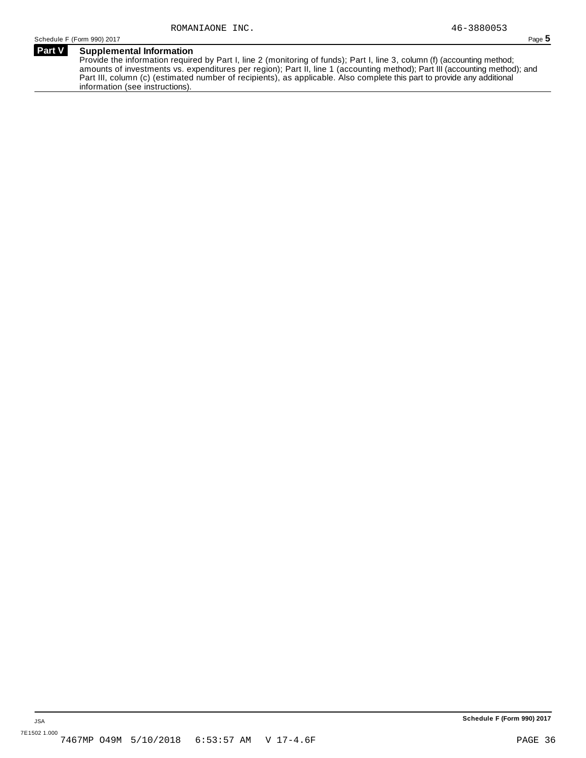ROMANIAONE INC. 46-3880053

**Part V** **Supplemental Information**

Provide the information required by Part I, line 2 (monitoring of funds); Part I, line 3, column (f) (accounting method; amounts of investments vs. expenditures per region); Part II, line 1 (accounting method); Part III (accounting method); and Part III, column (c) (estimated number of recipients), as applicable. Also complete this part to provide any additional information (see instructions).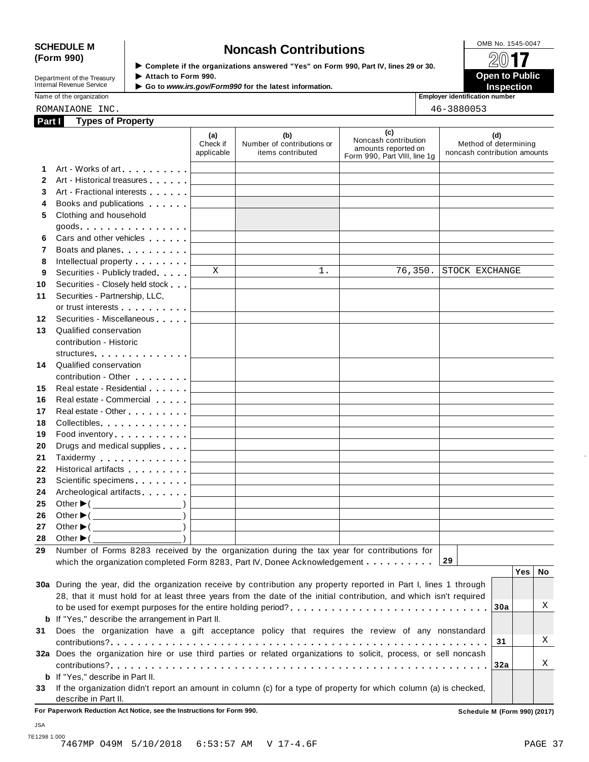**SCHEDULE M (Form 990)**

Department of the Treasury
Internal Revenue Service

# Noncash Contributions

▶ Complete if the organizations answered "Yes" on Form 990, Part IV, lines 29 or 30.
▶ Attach to Form 990.
▶ Go to *www.irs.gov/Form990* for the latest information.

OMB No. 1545-0047

**2017**

**Open to Public Inspection**

Name of the organization: ROMANIAONE INC.

Employer identification number: 46-3880053

## Part I Types of Property

| | | (a) Check if applicable | (b) Number of contributions or items contributed | (c) Noncash contribution amounts reported on Form 990, Part VIII, line 1g | (d) Method of determining noncash contribution amounts |
|---|---|---|---|---|---|
| 1 | Art - Works of art | | | | |
| 2 | Art - Historical treasures | | | | |
| 3 | Art - Fractional interests | | | | |
| 4 | Books and publications | | | | |
| 5 | Clothing and household goods | | | | |
| 6 | Cars and other vehicles | | | | |
| 7 | Boats and planes | | | | |
| 8 | Intellectual property | | | | |
| 9 | Securities - Publicly traded | X | 1. | 76,350. | STOCK EXCHANGE |
| 10 | Securities - Closely held stock | | | | |
| 11 | Securities - Partnership, LLC, or trust interests | | | | |
| 12 | Securities - Miscellaneous | | | | |
| 13 | Qualified conservation contribution - Historic structures | | | | |
| 14 | Qualified conservation contribution - Other | | | | |
| 15 | Real estate - Residential | | | | |
| 16 | Real estate - Commercial | | | | |
| 17 | Real estate - Other | | | | |
| 18 | Collectibles | | | | |
| 19 | Food inventory | | | | |
| 20 | Drugs and medical supplies | | | | |
| 21 | Taxidermy | | | | |
| 22 | Historical artifacts | | | | |
| 23 | Scientific specimens | | | | |
| 24 | Archeological artifacts | | | | |
| 25 | Other ▶ ( ) | | | | |
| 26 | Other ▶ ( ) | | | | |
| 27 | Other ▶ ( ) | | | | |
| 28 | Other ▶ ( ) | | | | |

**29** Number of Forms 8283 received by the organization during the tax year for contributions for which the organization completed Form 8283, Part IV, Donee Acknowledgement . . . **29**

| | | | Yes | No |
|---|---|---|---|---|
| **30a** | During the year, did the organization receive by contribution any property reported in Part I, lines 1 through 28, that it must hold for at least three years from the date of the initial contribution, and which isn't required to be used for exempt purposes for the entire holding period? | 30a | | X |
| **b** | If "Yes," describe the arrangement in Part II. | | | |
| **31** | Does the organization have a gift acceptance policy that requires the review of any nonstandard contributions? | 31 | | X |
| **32a** | Does the organization hire or use third parties or related organizations to solicit, process, or sell noncash contributions? | 32a | | X |
| **b** | If "Yes," describe in Part II. | | | |
| **33** | If the organization didn't report an amount in column (c) for a type of property for which column (a) is checked, describe in Part II. | | | |

**For Paperwork Reduction Act Notice, see the Instructions for Form 990.** **Schedule M (Form 990) (2017)**

JSA
7E1298 1.000
7467MP O49M 5/10/2018 6:53:57 AM V 17-4.6F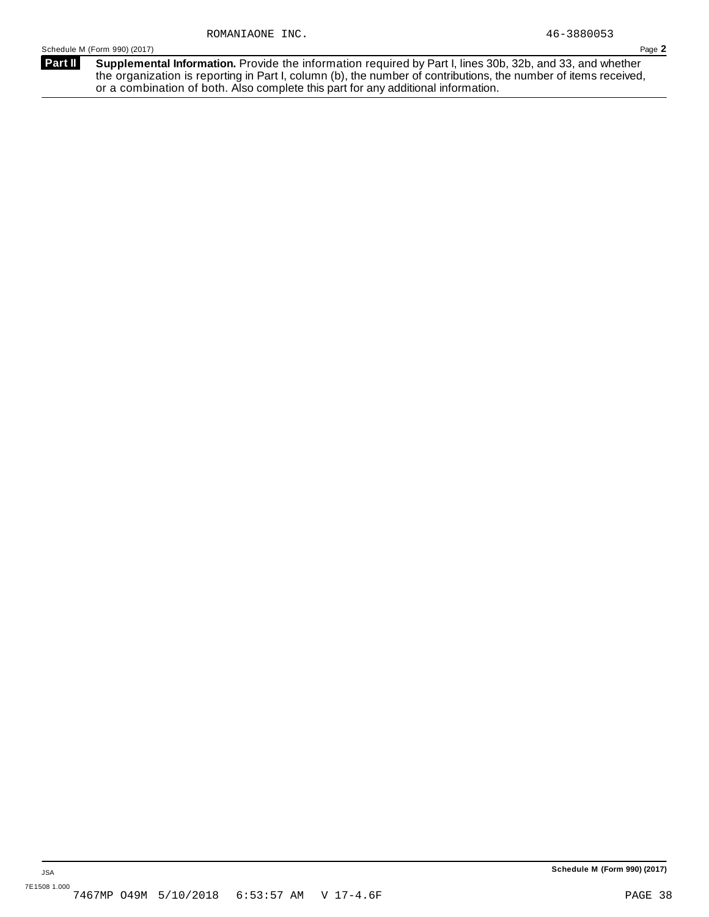ROMANIAONE INC. 46-3880053

Schedule M (Form 990) (2017) Page **2**

**Part II** **Supplemental Information.** Provide the information required by Part I, lines 30b, 32b, and 33, and whether the organization is reporting in Part I, column (b), the number of contributions, the number of items received, or a combination of both. Also complete this part for any additional information.

JSA **Schedule M (Form 990) (2017)**

7E1508 1.000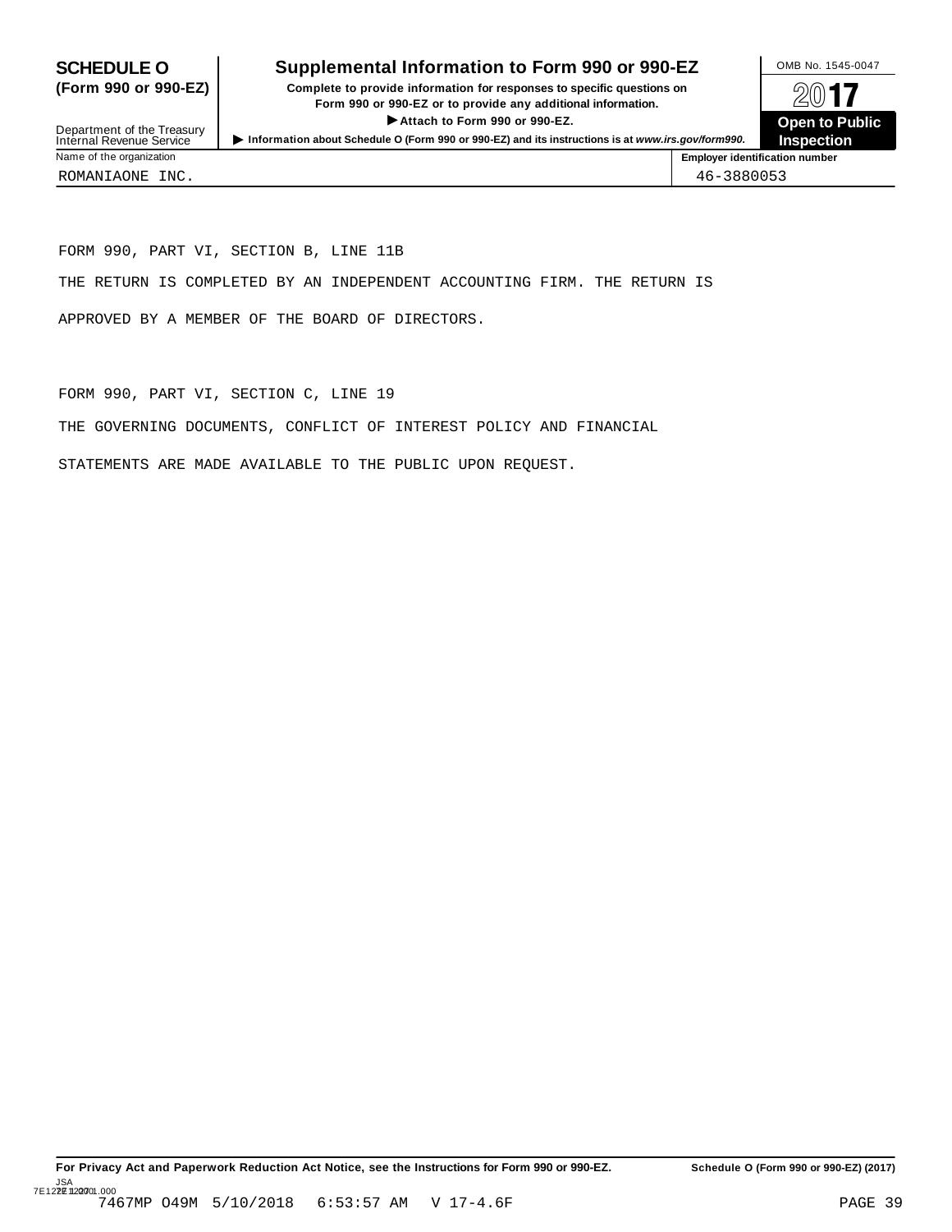**SCHEDULE O (Form 990 or 990-EZ)**

Department of the Treasury
Internal Revenue Service

# Supplemental Information to Form 990 or 990-EZ

**Complete to provide information for responses to specific questions on Form 990 or 990-EZ or to provide any additional information.**

**▶ Attach to Form 990 or 990-EZ.**

**▶ Information about Schedule O (Form 990 or 990-EZ) and its instructions is at *www.irs.gov/form990*.**

OMB No. 1545-0047

**2017**

**Open to Public Inspection**

| Name of the organization | Employer identification number |
|---|---|
| ROMANIAONE INC. | 46-3880053 |

FORM 990, PART VI, SECTION B, LINE 11B

THE RETURN IS COMPLETED BY AN INDEPENDENT ACCOUNTING FIRM. THE RETURN IS APPROVED BY A MEMBER OF THE BOARD OF DIRECTORS.

FORM 990, PART VI, SECTION C, LINE 19

THE GOVERNING DOCUMENTS, CONFLICT OF INTEREST POLICY AND FINANCIAL STATEMENTS ARE MADE AVAILABLE TO THE PUBLIC UPON REQUEST.

**For Privacy Act and Paperwork Reduction Act Notice, see the Instructions for Form 990 or 990-EZ.** **Schedule O (Form 990 or 990-EZ) (2017)**

JSA 7E1228 1.000

7467MP O49M 5/10/2018 6:53:57 AM V 17-4.6F